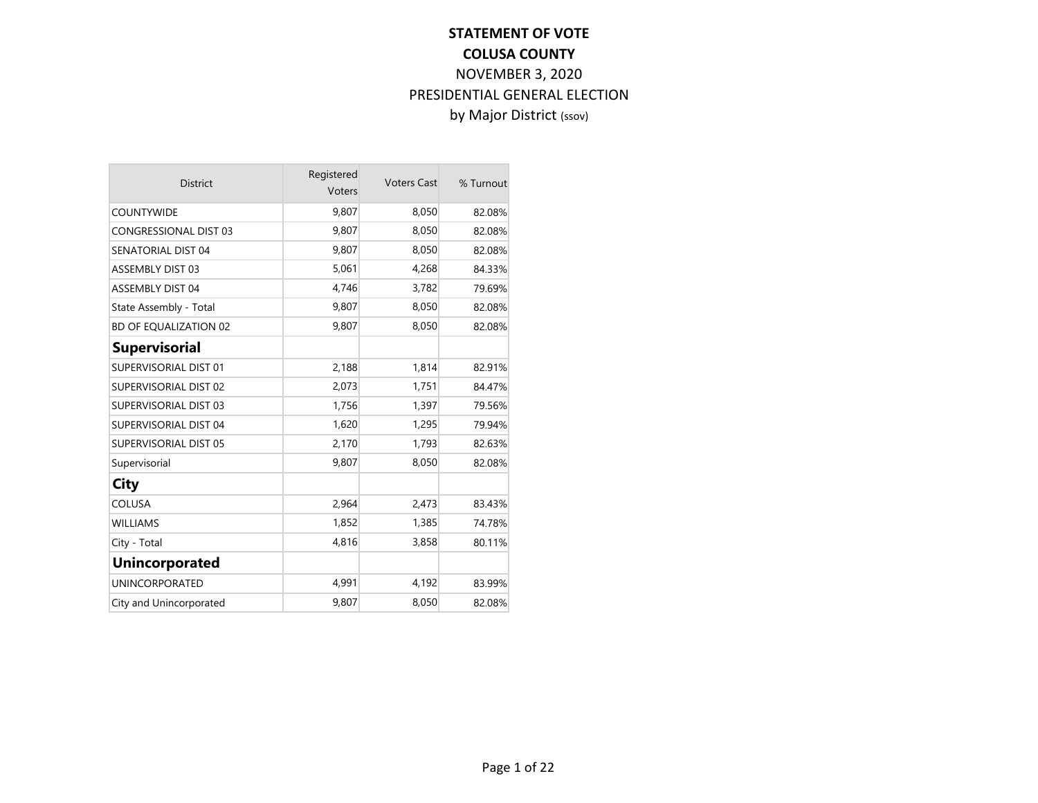# STATEMENT OF VOTE
# COLUSA COUNTY

NOVEMBER 3, 2020

PRESIDENTIAL GENERAL ELECTION

by Major District (ssov)

| District | Registered Voters | Voters Cast | % Turnout |
|---|---|---|---|
| COUNTYWIDE | 9,807 | 8,050 | 82.08% |
| CONGRESSIONAL DIST 03 | 9,807 | 8,050 | 82.08% |
| SENATORIAL DIST 04 | 9,807 | 8,050 | 82.08% |
| ASSEMBLY DIST 03 | 5,061 | 4,268 | 84.33% |
| ASSEMBLY DIST 04 | 4,746 | 3,782 | 79.69% |
| State Assembly - Total | 9,807 | 8,050 | 82.08% |
| BD OF EQUALIZATION 02 | 9,807 | 8,050 | 82.08% |
| **Supervisorial** | | | |
| SUPERVISORIAL DIST 01 | 2,188 | 1,814 | 82.91% |
| SUPERVISORIAL DIST 02 | 2,073 | 1,751 | 84.47% |
| SUPERVISORIAL DIST 03 | 1,756 | 1,397 | 79.56% |
| SUPERVISORIAL DIST 04 | 1,620 | 1,295 | 79.94% |
| SUPERVISORIAL DIST 05 | 2,170 | 1,793 | 82.63% |
| Supervisorial | 9,807 | 8,050 | 82.08% |
| **City** | | | |
| COLUSA | 2,964 | 2,473 | 83.43% |
| WILLIAMS | 1,852 | 1,385 | 74.78% |
| City - Total | 4,816 | 3,858 | 80.11% |
| **Unincorporated** | | | |
| UNINCORPORATED | 4,991 | 4,192 | 83.99% |
| City and Unincorporated | 9,807 | 8,050 | 82.08% |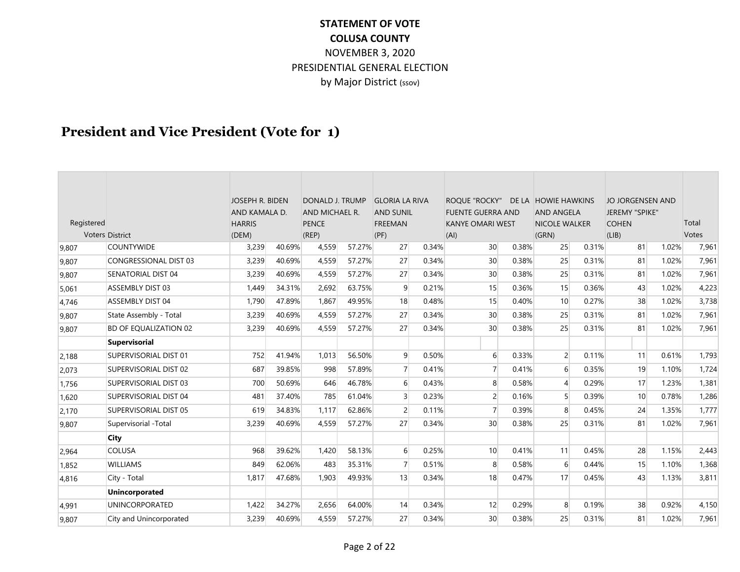**STATEMENT OF VOTE**
**COLUSA COUNTY**
NOVEMBER 3, 2020
PRESIDENTIAL GENERAL ELECTION
by Major District (ssov)

# President and Vice President (Vote for 1)

| Registered Voters | District | JOSEPH R. BIDEN AND KAMALA D. HARRIS (DEM) | | DONALD J. TRUMP AND MICHAEL R. PENCE (REP) | | GLORIA LA RIVA AND SUNIL FREEMAN (PF) | | ROQUE "ROCKY" DE LA FUENTE GUERRA AND KANYE OMARI WEST (AI) | | HOWIE HAWKINS AND ANGELA NICOLE WALKER (GRN) | | JO JORGENSEN AND JEREMY "SPIKE" COHEN (LIB) | | Total Votes |
|---|---|---|---|---|---|---|---|---|---|---|---|---|---|---|
| 9,807 | COUNTYWIDE | 3,239 | 40.69% | 4,559 | 57.27% | 27 | 0.34% | 30 | 0.38% | 25 | 0.31% | 81 | 1.02% | 7,961 |
| 9,807 | CONGRESSIONAL DIST 03 | 3,239 | 40.69% | 4,559 | 57.27% | 27 | 0.34% | 30 | 0.38% | 25 | 0.31% | 81 | 1.02% | 7,961 |
| 9,807 | SENATORIAL DIST 04 | 3,239 | 40.69% | 4,559 | 57.27% | 27 | 0.34% | 30 | 0.38% | 25 | 0.31% | 81 | 1.02% | 7,961 |
| 5,061 | ASSEMBLY DIST 03 | 1,449 | 34.31% | 2,692 | 63.75% | 9 | 0.21% | 15 | 0.36% | 15 | 0.36% | 43 | 1.02% | 4,223 |
| 4,746 | ASSEMBLY DIST 04 | 1,790 | 47.89% | 1,867 | 49.95% | 18 | 0.48% | 15 | 0.40% | 10 | 0.27% | 38 | 1.02% | 3,738 |
| 9,807 | State Assembly - Total | 3,239 | 40.69% | 4,559 | 57.27% | 27 | 0.34% | 30 | 0.38% | 25 | 0.31% | 81 | 1.02% | 7,961 |
| 9,807 | BD OF EQUALIZATION 02 | 3,239 | 40.69% | 4,559 | 57.27% | 27 | 0.34% | 30 | 0.38% | 25 | 0.31% | 81 | 1.02% | 7,961 |
| | **Supervisorial** | | | | | | | | | | | | | |
| 2,188 | SUPERVISORIAL DIST 01 | 752 | 41.94% | 1,013 | 56.50% | 9 | 0.50% | 6 | 0.33% | 2 | 0.11% | 11 | 0.61% | 1,793 |
| 2,073 | SUPERVISORIAL DIST 02 | 687 | 39.85% | 998 | 57.89% | 7 | 0.41% | 7 | 0.41% | 6 | 0.35% | 19 | 1.10% | 1,724 |
| 1,756 | SUPERVISORIAL DIST 03 | 700 | 50.69% | 646 | 46.78% | 6 | 0.43% | 8 | 0.58% | 4 | 0.29% | 17 | 1.23% | 1,381 |
| 1,620 | SUPERVISORIAL DIST 04 | 481 | 37.40% | 785 | 61.04% | 3 | 0.23% | 2 | 0.16% | 5 | 0.39% | 10 | 0.78% | 1,286 |
| 2,170 | SUPERVISORIAL DIST 05 | 619 | 34.83% | 1,117 | 62.86% | 2 | 0.11% | 7 | 0.39% | 8 | 0.45% | 24 | 1.35% | 1,777 |
| 9,807 | Supervisorial -Total | 3,239 | 40.69% | 4,559 | 57.27% | 27 | 0.34% | 30 | 0.38% | 25 | 0.31% | 81 | 1.02% | 7,961 |
| | **City** | | | | | | | | | | | | | |
| 2,964 | COLUSA | 968 | 39.62% | 1,420 | 58.13% | 6 | 0.25% | 10 | 0.41% | 11 | 0.45% | 28 | 1.15% | 2,443 |
| 1,852 | WILLIAMS | 849 | 62.06% | 483 | 35.31% | 7 | 0.51% | 8 | 0.58% | 6 | 0.44% | 15 | 1.10% | 1,368 |
| 4,816 | City - Total | 1,817 | 47.68% | 1,903 | 49.93% | 13 | 0.34% | 18 | 0.47% | 17 | 0.45% | 43 | 1.13% | 3,811 |
| | **Unincorporated** | | | | | | | | | | | | | |
| 4,991 | UNINCORPORATED | 1,422 | 34.27% | 2,656 | 64.00% | 14 | 0.34% | 12 | 0.29% | 8 | 0.19% | 38 | 0.92% | 4,150 |
| 9,807 | City and Unincorporated | 3,239 | 40.69% | 4,559 | 57.27% | 27 | 0.34% | 30 | 0.38% | 25 | 0.31% | 81 | 1.02% | 7,961 |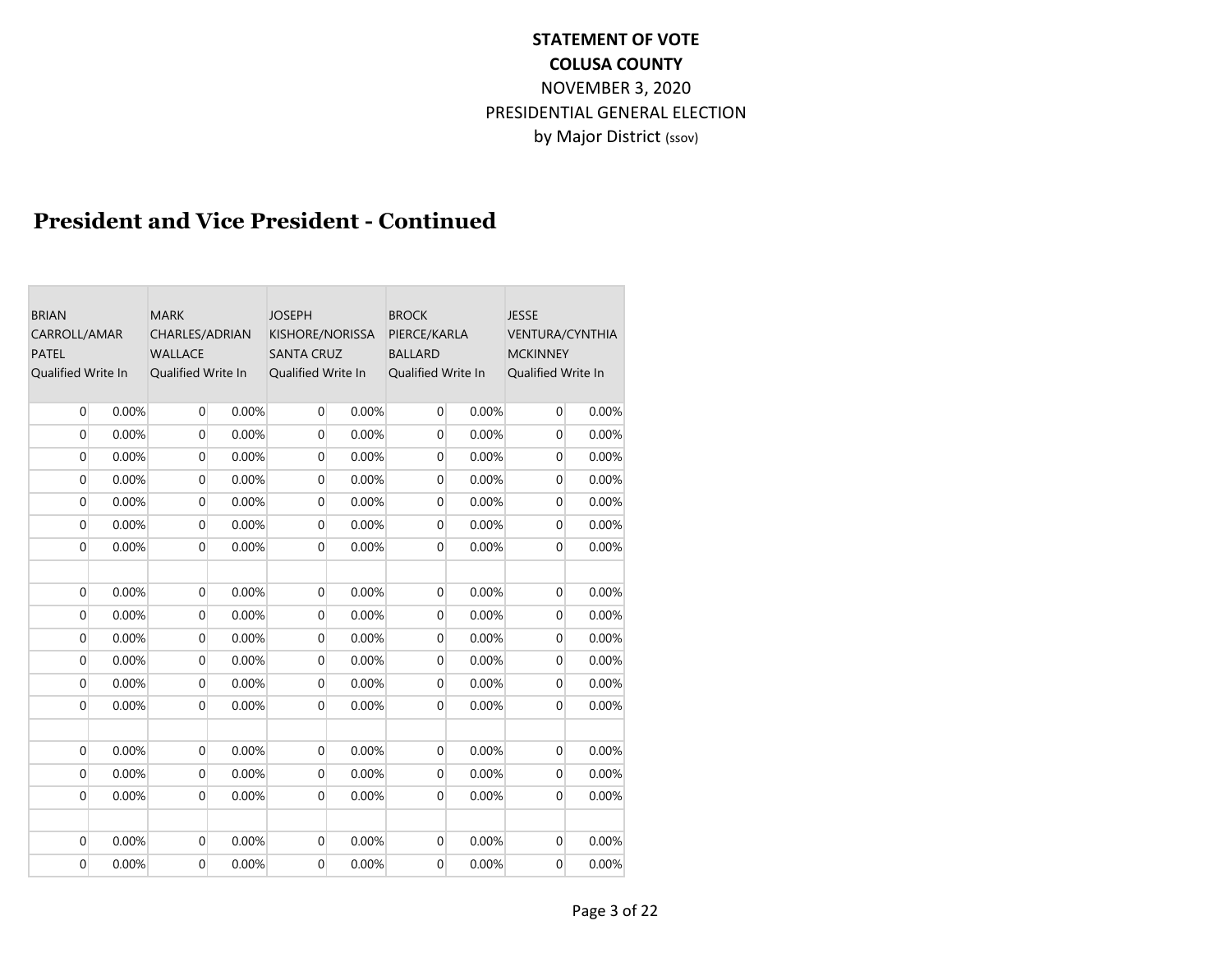**STATEMENT OF VOTE**
**COLUSA COUNTY**
NOVEMBER 3, 2020
PRESIDENTIAL GENERAL ELECTION
by Major District (ssov)

## President and Vice President - Continued

| BRIAN CARROLL/AMAR PATEL Qualified Write In | | MARK CHARLES/ADRIAN WALLACE Qualified Write In | | JOSEPH KISHORE/NORISSA SANTA CRUZ Qualified Write In | | BROCK PIERCE/KARLA BALLARD Qualified Write In | | JESSE VENTURA/CYNTHIA MCKINNEY Qualified Write In | |
|---|---|---|---|---|---|---|---|---|---|
| 0 | 0.00% | 0 | 0.00% | 0 | 0.00% | 0 | 0.00% | 0 | 0.00% |
| 0 | 0.00% | 0 | 0.00% | 0 | 0.00% | 0 | 0.00% | 0 | 0.00% |
| 0 | 0.00% | 0 | 0.00% | 0 | 0.00% | 0 | 0.00% | 0 | 0.00% |
| 0 | 0.00% | 0 | 0.00% | 0 | 0.00% | 0 | 0.00% | 0 | 0.00% |
| 0 | 0.00% | 0 | 0.00% | 0 | 0.00% | 0 | 0.00% | 0 | 0.00% |
| 0 | 0.00% | 0 | 0.00% | 0 | 0.00% | 0 | 0.00% | 0 | 0.00% |
| 0 | 0.00% | 0 | 0.00% | 0 | 0.00% | 0 | 0.00% | 0 | 0.00% |
| | | | | | | | | | |
| 0 | 0.00% | 0 | 0.00% | 0 | 0.00% | 0 | 0.00% | 0 | 0.00% |
| 0 | 0.00% | 0 | 0.00% | 0 | 0.00% | 0 | 0.00% | 0 | 0.00% |
| 0 | 0.00% | 0 | 0.00% | 0 | 0.00% | 0 | 0.00% | 0 | 0.00% |
| 0 | 0.00% | 0 | 0.00% | 0 | 0.00% | 0 | 0.00% | 0 | 0.00% |
| 0 | 0.00% | 0 | 0.00% | 0 | 0.00% | 0 | 0.00% | 0 | 0.00% |
| 0 | 0.00% | 0 | 0.00% | 0 | 0.00% | 0 | 0.00% | 0 | 0.00% |
| | | | | | | | | | |
| 0 | 0.00% | 0 | 0.00% | 0 | 0.00% | 0 | 0.00% | 0 | 0.00% |
| 0 | 0.00% | 0 | 0.00% | 0 | 0.00% | 0 | 0.00% | 0 | 0.00% |
| 0 | 0.00% | 0 | 0.00% | 0 | 0.00% | 0 | 0.00% | 0 | 0.00% |
| | | | | | | | | | |
| 0 | 0.00% | 0 | 0.00% | 0 | 0.00% | 0 | 0.00% | 0 | 0.00% |
| 0 | 0.00% | 0 | 0.00% | 0 | 0.00% | 0 | 0.00% | 0 | 0.00% |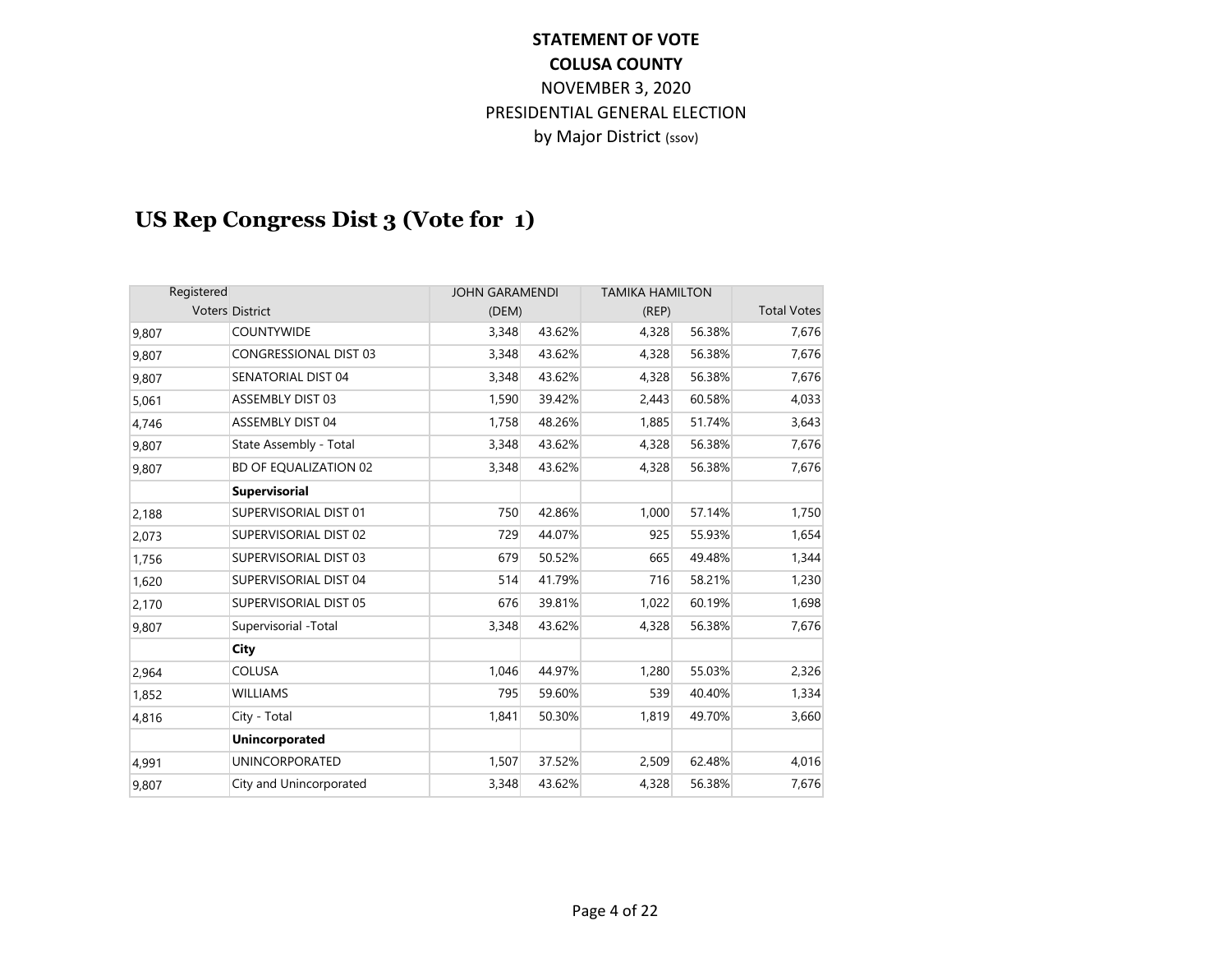**STATEMENT OF VOTE**
**COLUSA COUNTY**
NOVEMBER 3, 2020
PRESIDENTIAL GENERAL ELECTION
by Major District (ssov)

## US Rep Congress Dist 3 (Vote for 1)

| Registered Voters | District | JOHN GARAMENDI (DEM) | | TAMIKA HAMILTON (REP) | | Total Votes |
|---|---|---|---|---|---|---|
| 9,807 | COUNTYWIDE | 3,348 | 43.62% | 4,328 | 56.38% | 7,676 |
| 9,807 | CONGRESSIONAL DIST 03 | 3,348 | 43.62% | 4,328 | 56.38% | 7,676 |
| 9,807 | SENATORIAL DIST 04 | 3,348 | 43.62% | 4,328 | 56.38% | 7,676 |
| 5,061 | ASSEMBLY DIST 03 | 1,590 | 39.42% | 2,443 | 60.58% | 4,033 |
| 4,746 | ASSEMBLY DIST 04 | 1,758 | 48.26% | 1,885 | 51.74% | 3,643 |
| 9,807 | State Assembly - Total | 3,348 | 43.62% | 4,328 | 56.38% | 7,676 |
| 9,807 | BD OF EQUALIZATION 02 | 3,348 | 43.62% | 4,328 | 56.38% | 7,676 |
| | **Supervisorial** | | | | | |
| 2,188 | SUPERVISORIAL DIST 01 | 750 | 42.86% | 1,000 | 57.14% | 1,750 |
| 2,073 | SUPERVISORIAL DIST 02 | 729 | 44.07% | 925 | 55.93% | 1,654 |
| 1,756 | SUPERVISORIAL DIST 03 | 679 | 50.52% | 665 | 49.48% | 1,344 |
| 1,620 | SUPERVISORIAL DIST 04 | 514 | 41.79% | 716 | 58.21% | 1,230 |
| 2,170 | SUPERVISORIAL DIST 05 | 676 | 39.81% | 1,022 | 60.19% | 1,698 |
| 9,807 | Supervisorial -Total | 3,348 | 43.62% | 4,328 | 56.38% | 7,676 |
| | **City** | | | | | |
| 2,964 | COLUSA | 1,046 | 44.97% | 1,280 | 55.03% | 2,326 |
| 1,852 | WILLIAMS | 795 | 59.60% | 539 | 40.40% | 1,334 |
| 4,816 | City - Total | 1,841 | 50.30% | 1,819 | 49.70% | 3,660 |
| | **Unincorporated** | | | | | |
| 4,991 | UNINCORPORATED | 1,507 | 37.52% | 2,509 | 62.48% | 4,016 |
| 9,807 | City and Unincorporated | 3,348 | 43.62% | 4,328 | 56.38% | 7,676 |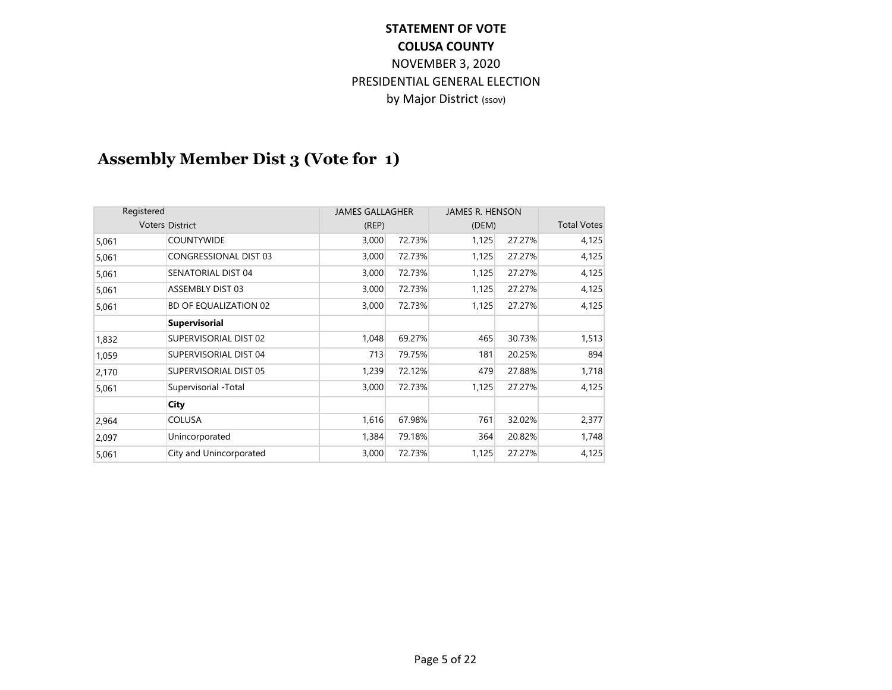**STATEMENT OF VOTE**

**COLUSA COUNTY**

NOVEMBER 3, 2020

PRESIDENTIAL GENERAL ELECTION

by Major District (ssov)

## Assembly Member Dist 3 (Vote for 1)

| Registered Voters | District | JAMES GALLAGHER (REP) | | JAMES R. HENSON (DEM) | | Total Votes |
|---|---|---|---|---|---|---|
| 5,061 | COUNTYWIDE | 3,000 | 72.73% | 1,125 | 27.27% | 4,125 |
| 5,061 | CONGRESSIONAL DIST 03 | 3,000 | 72.73% | 1,125 | 27.27% | 4,125 |
| 5,061 | SENATORIAL DIST 04 | 3,000 | 72.73% | 1,125 | 27.27% | 4,125 |
| 5,061 | ASSEMBLY DIST 03 | 3,000 | 72.73% | 1,125 | 27.27% | 4,125 |
| 5,061 | BD OF EQUALIZATION 02 | 3,000 | 72.73% | 1,125 | 27.27% | 4,125 |
| | **Supervisorial** | | | | | |
| 1,832 | SUPERVISORIAL DIST 02 | 1,048 | 69.27% | 465 | 30.73% | 1,513 |
| 1,059 | SUPERVISORIAL DIST 04 | 713 | 79.75% | 181 | 20.25% | 894 |
| 2,170 | SUPERVISORIAL DIST 05 | 1,239 | 72.12% | 479 | 27.88% | 1,718 |
| 5,061 | Supervisorial -Total | 3,000 | 72.73% | 1,125 | 27.27% | 4,125 |
| | **City** | | | | | |
| 2,964 | COLUSA | 1,616 | 67.98% | 761 | 32.02% | 2,377 |
| 2,097 | Unincorporated | 1,384 | 79.18% | 364 | 20.82% | 1,748 |
| 5,061 | City and Unincorporated | 3,000 | 72.73% | 1,125 | 27.27% | 4,125 |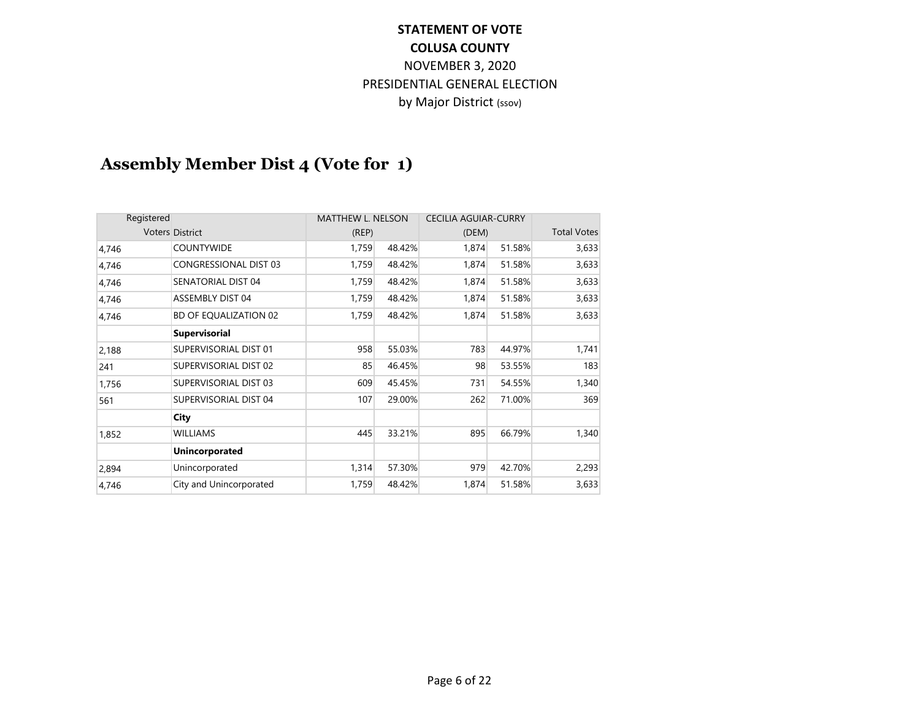**STATEMENT OF VOTE**
**COLUSA COUNTY**
NOVEMBER 3, 2020
PRESIDENTIAL GENERAL ELECTION
by Major District (ssov)

## Assembly Member Dist 4 (Vote for 1)

| Registered Voters | District | MATTHEW L. NELSON (REP) | | CECILIA AGUIAR-CURRY (DEM) | | Total Votes |
|---|---|---|---|---|---|---|
| 4,746 | COUNTYWIDE | 1,759 | 48.42% | 1,874 | 51.58% | 3,633 |
| 4,746 | CONGRESSIONAL DIST 03 | 1,759 | 48.42% | 1,874 | 51.58% | 3,633 |
| 4,746 | SENATORIAL DIST 04 | 1,759 | 48.42% | 1,874 | 51.58% | 3,633 |
| 4,746 | ASSEMBLY DIST 04 | 1,759 | 48.42% | 1,874 | 51.58% | 3,633 |
| 4,746 | BD OF EQUALIZATION 02 | 1,759 | 48.42% | 1,874 | 51.58% | 3,633 |
| | **Supervisorial** | | | | | |
| 2,188 | SUPERVISORIAL DIST 01 | 958 | 55.03% | 783 | 44.97% | 1,741 |
| 241 | SUPERVISORIAL DIST 02 | 85 | 46.45% | 98 | 53.55% | 183 |
| 1,756 | SUPERVISORIAL DIST 03 | 609 | 45.45% | 731 | 54.55% | 1,340 |
| 561 | SUPERVISORIAL DIST 04 | 107 | 29.00% | 262 | 71.00% | 369 |
| | **City** | | | | | |
| 1,852 | WILLIAMS | 445 | 33.21% | 895 | 66.79% | 1,340 |
| | **Unincorporated** | | | | | |
| 2,894 | Unincorporated | 1,314 | 57.30% | 979 | 42.70% | 2,293 |
| 4,746 | City and Unincorporated | 1,759 | 48.42% | 1,874 | 51.58% | 3,633 |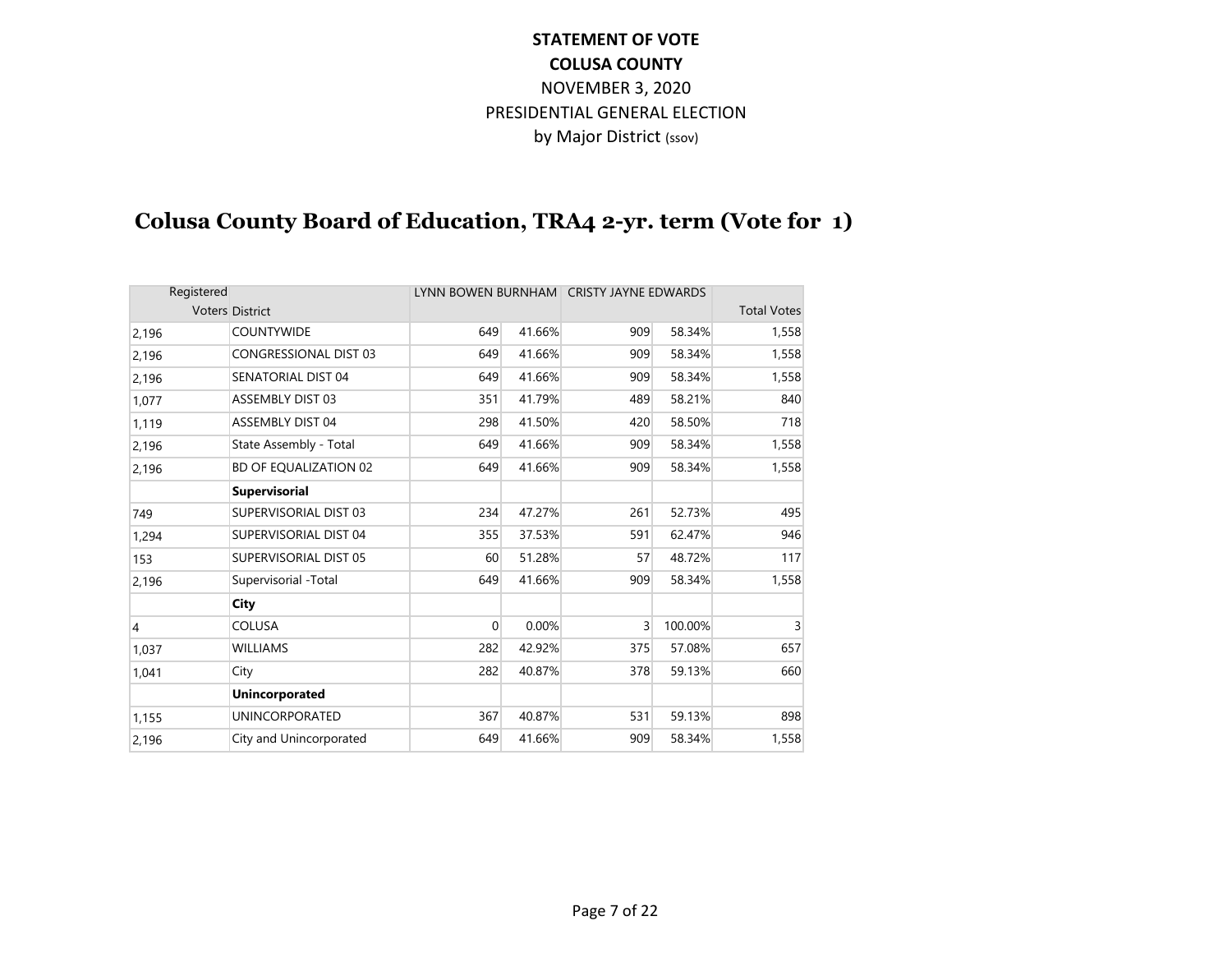**STATEMENT OF VOTE**
**COLUSA COUNTY**
NOVEMBER 3, 2020
PRESIDENTIAL GENERAL ELECTION
by Major District (ssov)

## Colusa County Board of Education, TRA4 2-yr. term (Vote for 1)

| Registered Voters | District | LYNN BOWEN BURNHAM | | CRISTY JAYNE EDWARDS | | Total Votes |
|---|---|---|---|---|---|---|
| 2,196 | COUNTYWIDE | 649 | 41.66% | 909 | 58.34% | 1,558 |
| 2,196 | CONGRESSIONAL DIST 03 | 649 | 41.66% | 909 | 58.34% | 1,558 |
| 2,196 | SENATORIAL DIST 04 | 649 | 41.66% | 909 | 58.34% | 1,558 |
| 1,077 | ASSEMBLY DIST 03 | 351 | 41.79% | 489 | 58.21% | 840 |
| 1,119 | ASSEMBLY DIST 04 | 298 | 41.50% | 420 | 58.50% | 718 |
| 2,196 | State Assembly - Total | 649 | 41.66% | 909 | 58.34% | 1,558 |
| 2,196 | BD OF EQUALIZATION 02 | 649 | 41.66% | 909 | 58.34% | 1,558 |
| | **Supervisorial** | | | | | |
| 749 | SUPERVISORIAL DIST 03 | 234 | 47.27% | 261 | 52.73% | 495 |
| 1,294 | SUPERVISORIAL DIST 04 | 355 | 37.53% | 591 | 62.47% | 946 |
| 153 | SUPERVISORIAL DIST 05 | 60 | 51.28% | 57 | 48.72% | 117 |
| 2,196 | Supervisorial -Total | 649 | 41.66% | 909 | 58.34% | 1,558 |
| | **City** | | | | | |
| 4 | COLUSA | 0 | 0.00% | 3 | 100.00% | 3 |
| 1,037 | WILLIAMS | 282 | 42.92% | 375 | 57.08% | 657 |
| 1,041 | City | 282 | 40.87% | 378 | 59.13% | 660 |
| | **Unincorporated** | | | | | |
| 1,155 | UNINCORPORATED | 367 | 40.87% | 531 | 59.13% | 898 |
| 2,196 | City and Unincorporated | 649 | 41.66% | 909 | 58.34% | 1,558 |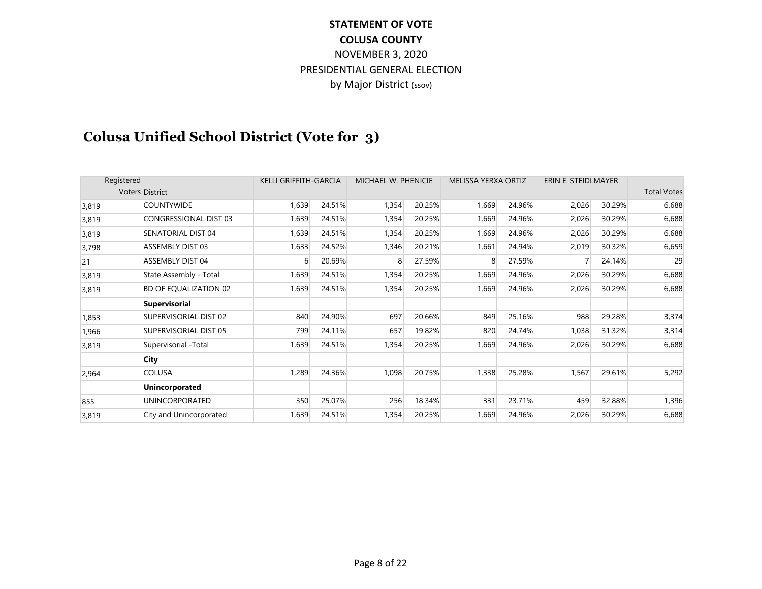**STATEMENT OF VOTE**
**COLUSA COUNTY**
NOVEMBER 3, 2020
PRESIDENTIAL GENERAL ELECTION
by Major District (ssov)

## Colusa Unified School District (Vote for 3)

| Registered Voters | District | KELLI GRIFFITH-GARCIA | | MICHAEL W. PHENICIE | | MELISSA YERXA ORTIZ | | ERIN E. STEIDLMAYER | | Total Votes |
|---|---|---|---|---|---|---|---|---|---|---|
| 3,819 | COUNTYWIDE | 1,639 | 24.51% | 1,354 | 20.25% | 1,669 | 24.96% | 2,026 | 30.29% | 6,688 |
| 3,819 | CONGRESSIONAL DIST 03 | 1,639 | 24.51% | 1,354 | 20.25% | 1,669 | 24.96% | 2,026 | 30.29% | 6,688 |
| 3,819 | SENATORIAL DIST 04 | 1,639 | 24.51% | 1,354 | 20.25% | 1,669 | 24.96% | 2,026 | 30.29% | 6,688 |
| 3,798 | ASSEMBLY DIST 03 | 1,633 | 24.52% | 1,346 | 20.21% | 1,661 | 24.94% | 2,019 | 30.32% | 6,659 |
| 21 | ASSEMBLY DIST 04 | 6 | 20.69% | 8 | 27.59% | 8 | 27.59% | 7 | 24.14% | 29 |
| 3,819 | State Assembly - Total | 1,639 | 24.51% | 1,354 | 20.25% | 1,669 | 24.96% | 2,026 | 30.29% | 6,688 |
| 3,819 | BD OF EQUALIZATION 02 | 1,639 | 24.51% | 1,354 | 20.25% | 1,669 | 24.96% | 2,026 | 30.29% | 6,688 |
| | **Supervisorial** | | | | | | | | | |
| 1,853 | SUPERVISORIAL DIST 02 | 840 | 24.90% | 697 | 20.66% | 849 | 25.16% | 988 | 29.28% | 3,374 |
| 1,966 | SUPERVISORIAL DIST 05 | 799 | 24.11% | 657 | 19.82% | 820 | 24.74% | 1,038 | 31.32% | 3,314 |
| 3,819 | Supervisorial -Total | 1,639 | 24.51% | 1,354 | 20.25% | 1,669 | 24.96% | 2,026 | 30.29% | 6,688 |
| | **City** | | | | | | | | | |
| 2,964 | COLUSA | 1,289 | 24.36% | 1,098 | 20.75% | 1,338 | 25.28% | 1,567 | 29.61% | 5,292 |
| | **Unincorporated** | | | | | | | | | |
| 855 | UNINCORPORATED | 350 | 25.07% | 256 | 18.34% | 331 | 23.71% | 459 | 32.88% | 1,396 |
| 3,819 | City and Unincorporated | 1,639 | 24.51% | 1,354 | 20.25% | 1,669 | 24.96% | 2,026 | 30.29% | 6,688 |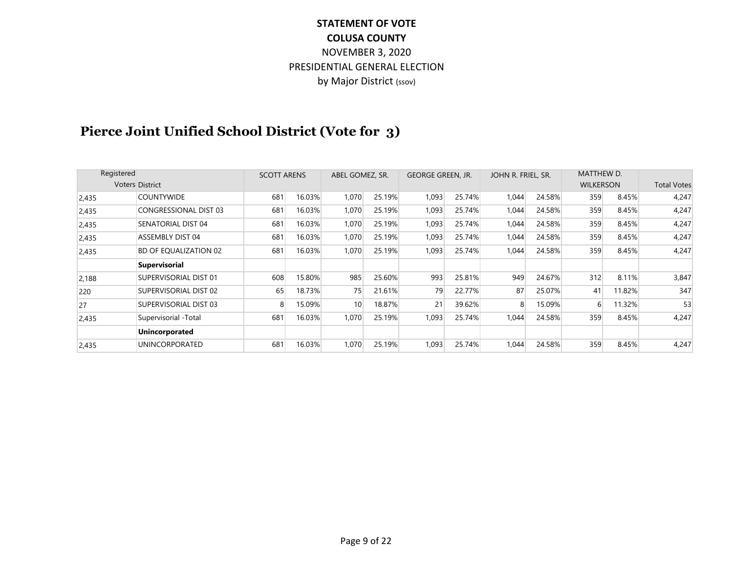**STATEMENT OF VOTE**
**COLUSA COUNTY**
NOVEMBER 3, 2020
PRESIDENTIAL GENERAL ELECTION
by Major District (ssov)

## Pierce Joint Unified School District (Vote for 3)

| Registered Voters | District | SCOTT ARENS | | ABEL GOMEZ, SR. | | GEORGE GREEN, JR. | | JOHN R. FRIEL, SR. | | MATTHEW D. WILKERSON | | Total Votes |
|---|---|---|---|---|---|---|---|---|---|---|---|---|
| 2,435 | COUNTYWIDE | 681 | 16.03% | 1,070 | 25.19% | 1,093 | 25.74% | 1,044 | 24.58% | 359 | 8.45% | 4,247 |
| 2,435 | CONGRESSIONAL DIST 03 | 681 | 16.03% | 1,070 | 25.19% | 1,093 | 25.74% | 1,044 | 24.58% | 359 | 8.45% | 4,247 |
| 2,435 | SENATORIAL DIST 04 | 681 | 16.03% | 1,070 | 25.19% | 1,093 | 25.74% | 1,044 | 24.58% | 359 | 8.45% | 4,247 |
| 2,435 | ASSEMBLY DIST 04 | 681 | 16.03% | 1,070 | 25.19% | 1,093 | 25.74% | 1,044 | 24.58% | 359 | 8.45% | 4,247 |
| 2,435 | BD OF EQUALIZATION 02 | 681 | 16.03% | 1,070 | 25.19% | 1,093 | 25.74% | 1,044 | 24.58% | 359 | 8.45% | 4,247 |
| | **Supervisorial** | | | | | | | | | | | |
| 2,188 | SUPERVISORIAL DIST 01 | 608 | 15.80% | 985 | 25.60% | 993 | 25.81% | 949 | 24.67% | 312 | 8.11% | 3,847 |
| 220 | SUPERVISORIAL DIST 02 | 65 | 18.73% | 75 | 21.61% | 79 | 22.77% | 87 | 25.07% | 41 | 11.82% | 347 |
| 27 | SUPERVISORIAL DIST 03 | 8 | 15.09% | 10 | 18.87% | 21 | 39.62% | 8 | 15.09% | 6 | 11.32% | 53 |
| 2,435 | Supervisorial -Total | 681 | 16.03% | 1,070 | 25.19% | 1,093 | 25.74% | 1,044 | 24.58% | 359 | 8.45% | 4,247 |
| | **Unincorporated** | | | | | | | | | | | |
| 2,435 | UNINCORPORATED | 681 | 16.03% | 1,070 | 25.19% | 1,093 | 25.74% | 1,044 | 24.58% | 359 | 8.45% | 4,247 |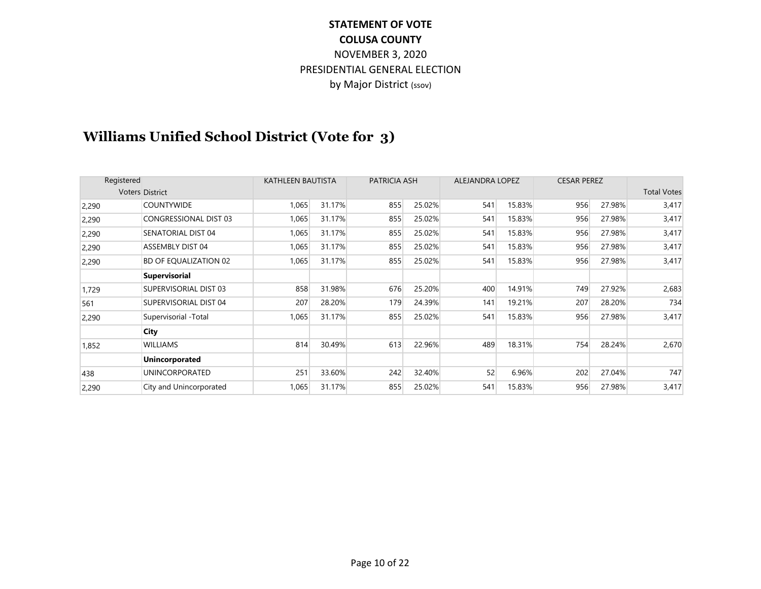STATEMENT OF VOTE

COLUSA COUNTY

NOVEMBER 3, 2020

PRESIDENTIAL GENERAL ELECTION

by Major District (ssov)

## Williams Unified School District (Vote for 3)

| Registered Voters | District | KATHLEEN BAUTISTA | | PATRICIA ASH | | ALEJANDRA LOPEZ | | CESAR PEREZ | | Total Votes |
|---|---|---|---|---|---|---|---|---|---|---|
| 2,290 | COUNTYWIDE | 1,065 | 31.17% | 855 | 25.02% | 541 | 15.83% | 956 | 27.98% | 3,417 |
| 2,290 | CONGRESSIONAL DIST 03 | 1,065 | 31.17% | 855 | 25.02% | 541 | 15.83% | 956 | 27.98% | 3,417 |
| 2,290 | SENATORIAL DIST 04 | 1,065 | 31.17% | 855 | 25.02% | 541 | 15.83% | 956 | 27.98% | 3,417 |
| 2,290 | ASSEMBLY DIST 04 | 1,065 | 31.17% | 855 | 25.02% | 541 | 15.83% | 956 | 27.98% | 3,417 |
| 2,290 | BD OF EQUALIZATION 02 | 1,065 | 31.17% | 855 | 25.02% | 541 | 15.83% | 956 | 27.98% | 3,417 |
| | **Supervisorial** | | | | | | | | | |
| 1,729 | SUPERVISORIAL DIST 03 | 858 | 31.98% | 676 | 25.20% | 400 | 14.91% | 749 | 27.92% | 2,683 |
| 561 | SUPERVISORIAL DIST 04 | 207 | 28.20% | 179 | 24.39% | 141 | 19.21% | 207 | 28.20% | 734 |
| 2,290 | Supervisorial -Total | 1,065 | 31.17% | 855 | 25.02% | 541 | 15.83% | 956 | 27.98% | 3,417 |
| | **City** | | | | | | | | | |
| 1,852 | WILLIAMS | 814 | 30.49% | 613 | 22.96% | 489 | 18.31% | 754 | 28.24% | 2,670 |
| | **Unincorporated** | | | | | | | | | |
| 438 | UNINCORPORATED | 251 | 33.60% | 242 | 32.40% | 52 | 6.96% | 202 | 27.04% | 747 |
| 2,290 | City and Unincorporated | 1,065 | 31.17% | 855 | 25.02% | 541 | 15.83% | 956 | 27.98% | 3,417 |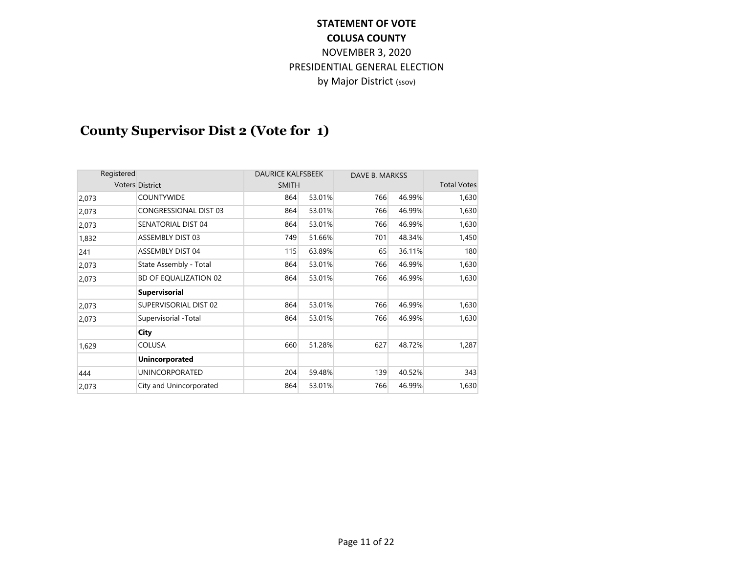**STATEMENT OF VOTE**
**COLUSA COUNTY**
NOVEMBER 3, 2020
PRESIDENTIAL GENERAL ELECTION
by Major District (ssov)

## County Supervisor Dist 2 (Vote for 1)

| Registered Voters | District | DAURICE KALFSBEEK SMITH | | DAVE B. MARKSS | | Total Votes |
|---|---|---|---|---|---|---|
| 2,073 | COUNTYWIDE | 864 | 53.01% | 766 | 46.99% | 1,630 |
| 2,073 | CONGRESSIONAL DIST 03 | 864 | 53.01% | 766 | 46.99% | 1,630 |
| 2,073 | SENATORIAL DIST 04 | 864 | 53.01% | 766 | 46.99% | 1,630 |
| 1,832 | ASSEMBLY DIST 03 | 749 | 51.66% | 701 | 48.34% | 1,450 |
| 241 | ASSEMBLY DIST 04 | 115 | 63.89% | 65 | 36.11% | 180 |
| 2,073 | State Assembly - Total | 864 | 53.01% | 766 | 46.99% | 1,630 |
| 2,073 | BD OF EQUALIZATION 02 | 864 | 53.01% | 766 | 46.99% | 1,630 |
| | **Supervisorial** | | | | | |
| 2,073 | SUPERVISORIAL DIST 02 | 864 | 53.01% | 766 | 46.99% | 1,630 |
| 2,073 | Supervisorial -Total | 864 | 53.01% | 766 | 46.99% | 1,630 |
| | **City** | | | | | |
| 1,629 | COLUSA | 660 | 51.28% | 627 | 48.72% | 1,287 |
| | **Unincorporated** | | | | | |
| 444 | UNINCORPORATED | 204 | 59.48% | 139 | 40.52% | 343 |
| 2,073 | City and Unincorporated | 864 | 53.01% | 766 | 46.99% | 1,630 |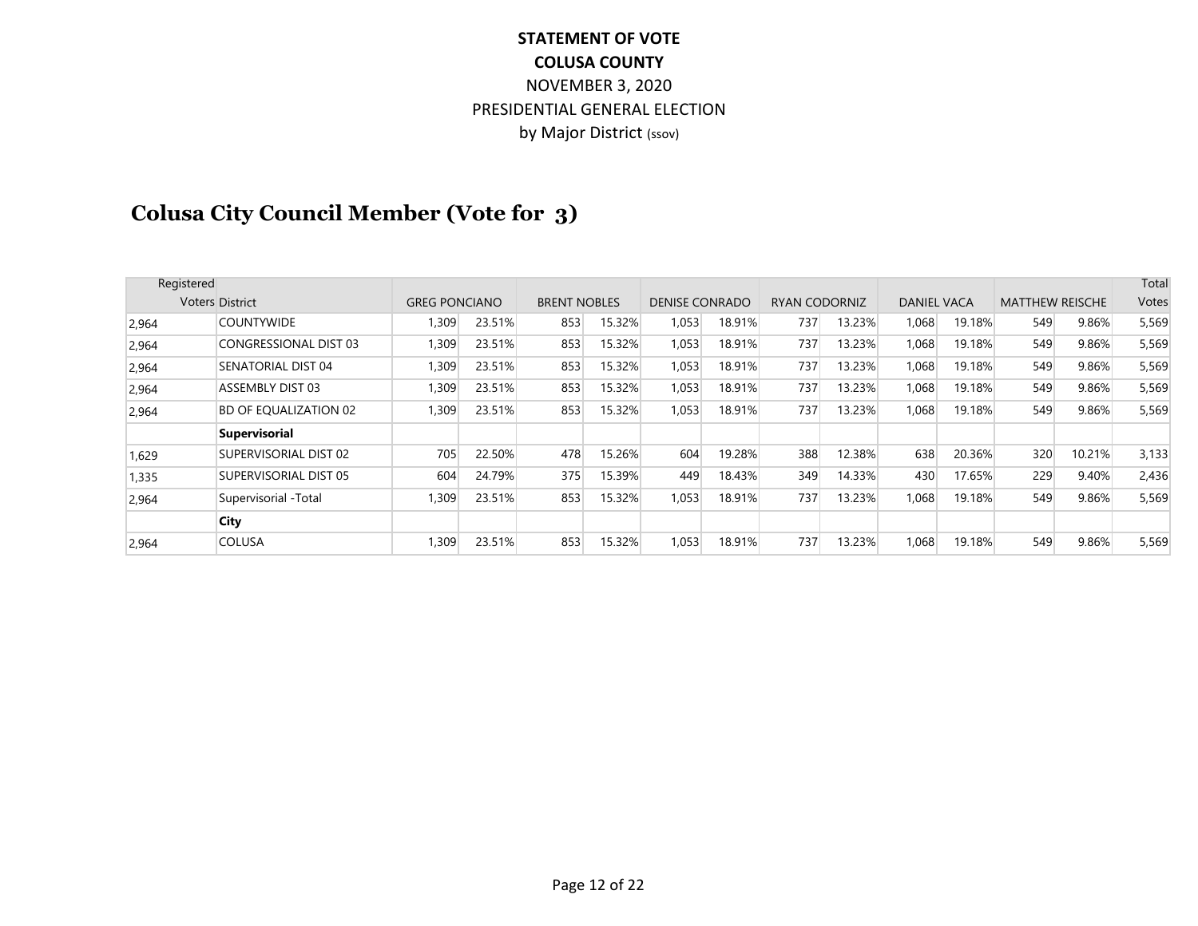**STATEMENT OF VOTE**
**COLUSA COUNTY**
NOVEMBER 3, 2020
PRESIDENTIAL GENERAL ELECTION
by Major District (ssov)

## Colusa City Council Member (Vote for 3)

| Registered Voters | District | GREG PONCIANO | | BRENT NOBLES | | DENISE CONRADO | | RYAN CODORNIZ | | DANIEL VACA | | MATTHEW REISCHE | | Total Votes |
|---|---|---|---|---|---|---|---|---|---|---|---|---|---|---|
| 2,964 | COUNTYWIDE | 1,309 | 23.51% | 853 | 15.32% | 1,053 | 18.91% | 737 | 13.23% | 1,068 | 19.18% | 549 | 9.86% | 5,569 |
| 2,964 | CONGRESSIONAL DIST 03 | 1,309 | 23.51% | 853 | 15.32% | 1,053 | 18.91% | 737 | 13.23% | 1,068 | 19.18% | 549 | 9.86% | 5,569 |
| 2,964 | SENATORIAL DIST 04 | 1,309 | 23.51% | 853 | 15.32% | 1,053 | 18.91% | 737 | 13.23% | 1,068 | 19.18% | 549 | 9.86% | 5,569 |
| 2,964 | ASSEMBLY DIST 03 | 1,309 | 23.51% | 853 | 15.32% | 1,053 | 18.91% | 737 | 13.23% | 1,068 | 19.18% | 549 | 9.86% | 5,569 |
| 2,964 | BD OF EQUALIZATION 02 | 1,309 | 23.51% | 853 | 15.32% | 1,053 | 18.91% | 737 | 13.23% | 1,068 | 19.18% | 549 | 9.86% | 5,569 |
| | **Supervisorial** | | | | | | | | | | | | | |
| 1,629 | SUPERVISORIAL DIST 02 | 705 | 22.50% | 478 | 15.26% | 604 | 19.28% | 388 | 12.38% | 638 | 20.36% | 320 | 10.21% | 3,133 |
| 1,335 | SUPERVISORIAL DIST 05 | 604 | 24.79% | 375 | 15.39% | 449 | 18.43% | 349 | 14.33% | 430 | 17.65% | 229 | 9.40% | 2,436 |
| 2,964 | Supervisorial -Total | 1,309 | 23.51% | 853 | 15.32% | 1,053 | 18.91% | 737 | 13.23% | 1,068 | 19.18% | 549 | 9.86% | 5,569 |
| | **City** | | | | | | | | | | | | | |
| 2,964 | COLUSA | 1,309 | 23.51% | 853 | 15.32% | 1,053 | 18.91% | 737 | 13.23% | 1,068 | 19.18% | 549 | 9.86% | 5,569 |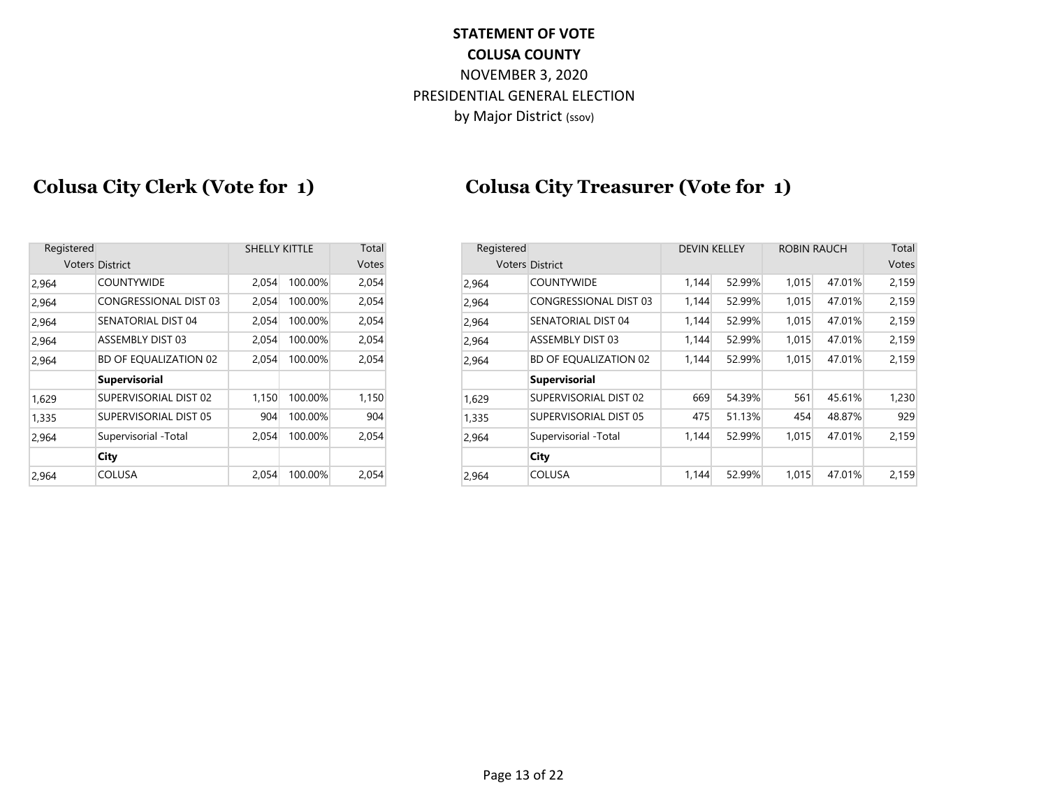**STATEMENT OF VOTE**
**COLUSA COUNTY**
NOVEMBER 3, 2020
PRESIDENTIAL GENERAL ELECTION
by Major District (ssov)

## Colusa City Clerk (Vote for 1)

| Registered Voters | District | SHELLY KITTLE | | Total Votes |
|---|---|---|---|---|
| 2,964 | COUNTYWIDE | 2,054 | 100.00% | 2,054 |
| 2,964 | CONGRESSIONAL DIST 03 | 2,054 | 100.00% | 2,054 |
| 2,964 | SENATORIAL DIST 04 | 2,054 | 100.00% | 2,054 |
| 2,964 | ASSEMBLY DIST 03 | 2,054 | 100.00% | 2,054 |
| 2,964 | BD OF EQUALIZATION 02 | 2,054 | 100.00% | 2,054 |
| | **Supervisorial** | | | |
| 1,629 | SUPERVISORIAL DIST 02 | 1,150 | 100.00% | 1,150 |
| 1,335 | SUPERVISORIAL DIST 05 | 904 | 100.00% | 904 |
| 2,964 | Supervisorial -Total | 2,054 | 100.00% | 2,054 |
| | **City** | | | |
| 2,964 | COLUSA | 2,054 | 100.00% | 2,054 |

## Colusa City Treasurer (Vote for 1)

| Registered Voters | District | DEVIN KELLEY | | ROBIN RAUCH | | Total Votes |
|---|---|---|---|---|---|---|
| 2,964 | COUNTYWIDE | 1,144 | 52.99% | 1,015 | 47.01% | 2,159 |
| 2,964 | CONGRESSIONAL DIST 03 | 1,144 | 52.99% | 1,015 | 47.01% | 2,159 |
| 2,964 | SENATORIAL DIST 04 | 1,144 | 52.99% | 1,015 | 47.01% | 2,159 |
| 2,964 | ASSEMBLY DIST 03 | 1,144 | 52.99% | 1,015 | 47.01% | 2,159 |
| 2,964 | BD OF EQUALIZATION 02 | 1,144 | 52.99% | 1,015 | 47.01% | 2,159 |
| | **Supervisorial** | | | | | |
| 1,629 | SUPERVISORIAL DIST 02 | 669 | 54.39% | 561 | 45.61% | 1,230 |
| 1,335 | SUPERVISORIAL DIST 05 | 475 | 51.13% | 454 | 48.87% | 929 |
| 2,964 | Supervisorial -Total | 1,144 | 52.99% | 1,015 | 47.01% | 2,159 |
| | **City** | | | | | |
| 2,964 | COLUSA | 1,144 | 52.99% | 1,015 | 47.01% | 2,159 |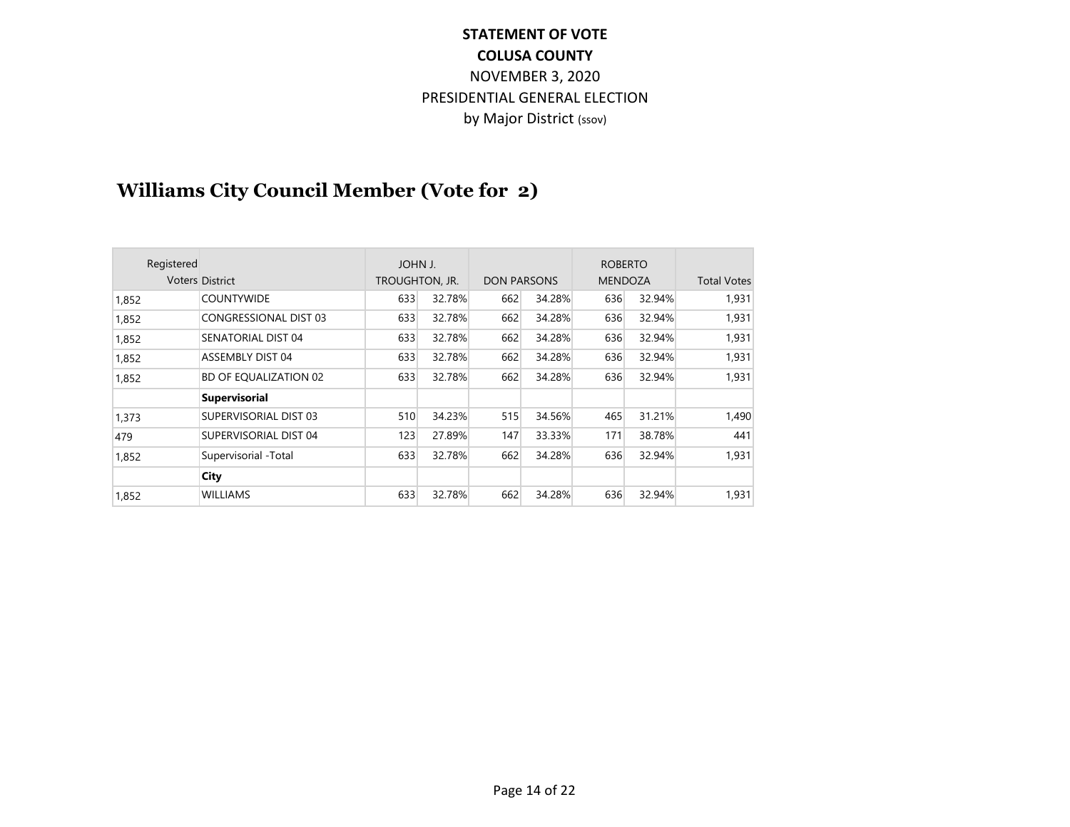**STATEMENT OF VOTE**

**COLUSA COUNTY**

NOVEMBER 3, 2020

PRESIDENTIAL GENERAL ELECTION

by Major District (ssov)

## Williams City Council Member (Vote for 2)

| Registered Voters | District | JOHN J. TROUGHTON, JR. | | DON PARSONS | | ROBERTO MENDOZA | | Total Votes |
|---|---|---|---|---|---|---|---|---|
| 1,852 | COUNTYWIDE | 633 | 32.78% | 662 | 34.28% | 636 | 32.94% | 1,931 |
| 1,852 | CONGRESSIONAL DIST 03 | 633 | 32.78% | 662 | 34.28% | 636 | 32.94% | 1,931 |
| 1,852 | SENATORIAL DIST 04 | 633 | 32.78% | 662 | 34.28% | 636 | 32.94% | 1,931 |
| 1,852 | ASSEMBLY DIST 04 | 633 | 32.78% | 662 | 34.28% | 636 | 32.94% | 1,931 |
| 1,852 | BD OF EQUALIZATION 02 | 633 | 32.78% | 662 | 34.28% | 636 | 32.94% | 1,931 |
| | **Supervisorial** | | | | | | | |
| 1,373 | SUPERVISORIAL DIST 03 | 510 | 34.23% | 515 | 34.56% | 465 | 31.21% | 1,490 |
| 479 | SUPERVISORIAL DIST 04 | 123 | 27.89% | 147 | 33.33% | 171 | 38.78% | 441 |
| 1,852 | Supervisorial -Total | 633 | 32.78% | 662 | 34.28% | 636 | 32.94% | 1,931 |
| | **City** | | | | | | | |
| 1,852 | WILLIAMS | 633 | 32.78% | 662 | 34.28% | 636 | 32.94% | 1,931 |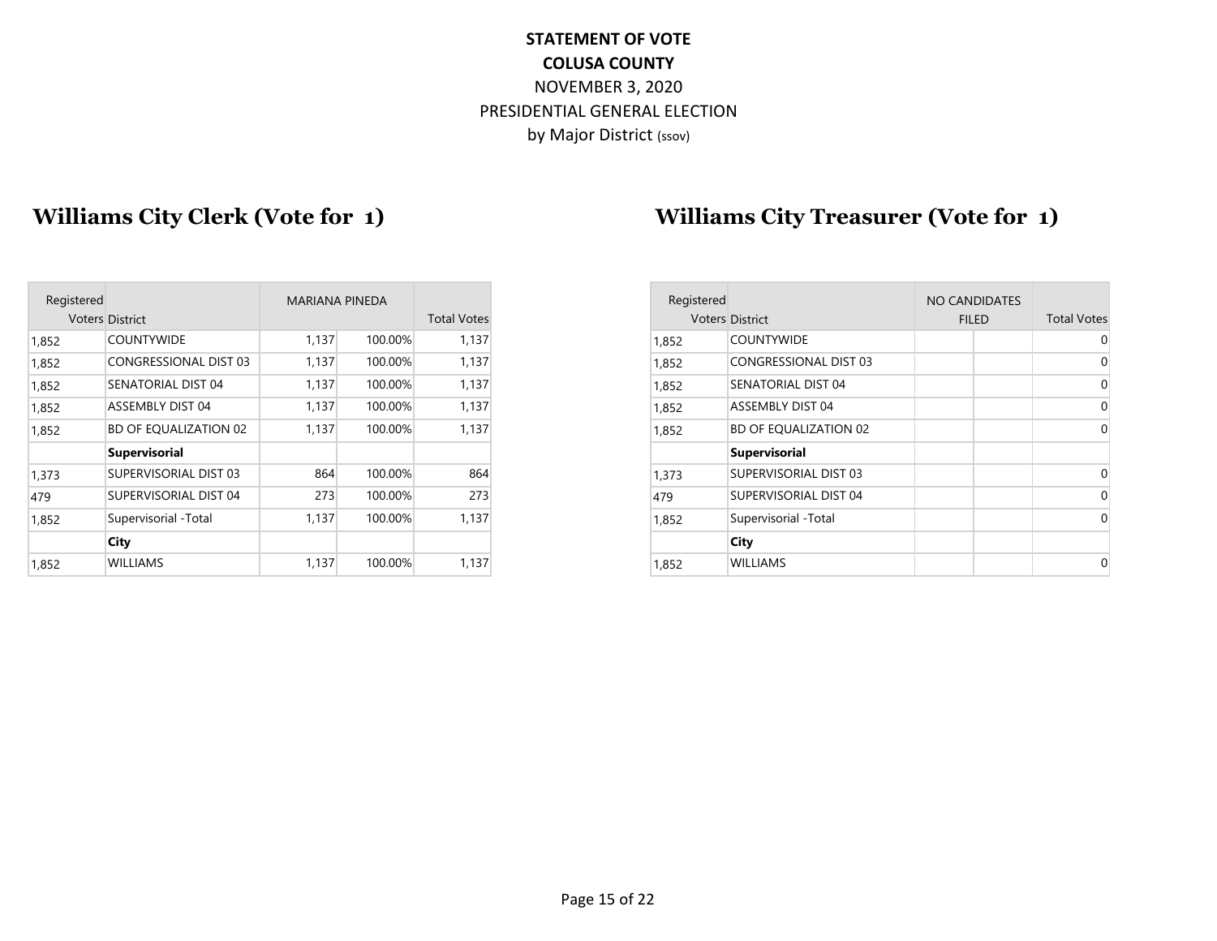**STATEMENT OF VOTE**
**COLUSA COUNTY**
NOVEMBER 3, 2020
PRESIDENTIAL GENERAL ELECTION
by Major District (ssov)

## Williams City Clerk (Vote for 1)

| Registered Voters | District | MARIANA PINEDA | | Total Votes |
|---|---|---|---|---|
| 1,852 | COUNTYWIDE | 1,137 | 100.00% | 1,137 |
| 1,852 | CONGRESSIONAL DIST 03 | 1,137 | 100.00% | 1,137 |
| 1,852 | SENATORIAL DIST 04 | 1,137 | 100.00% | 1,137 |
| 1,852 | ASSEMBLY DIST 04 | 1,137 | 100.00% | 1,137 |
| 1,852 | BD OF EQUALIZATION 02 | 1,137 | 100.00% | 1,137 |
| | **Supervisorial** | | | |
| 1,373 | SUPERVISORIAL DIST 03 | 864 | 100.00% | 864 |
| 479 | SUPERVISORIAL DIST 04 | 273 | 100.00% | 273 |
| 1,852 | Supervisorial -Total | 1,137 | 100.00% | 1,137 |
| | **City** | | | |
| 1,852 | WILLIAMS | 1,137 | 100.00% | 1,137 |

## Williams City Treasurer (Vote for 1)

| Registered Voters | District | NO CANDIDATES FILED | | Total Votes |
|---|---|---|---|---|
| 1,852 | COUNTYWIDE | | | 0 |
| 1,852 | CONGRESSIONAL DIST 03 | | | 0 |
| 1,852 | SENATORIAL DIST 04 | | | 0 |
| 1,852 | ASSEMBLY DIST 04 | | | 0 |
| 1,852 | BD OF EQUALIZATION 02 | | | 0 |
| | **Supervisorial** | | | |
| 1,373 | SUPERVISORIAL DIST 03 | | | 0 |
| 479 | SUPERVISORIAL DIST 04 | | | 0 |
| 1,852 | Supervisorial -Total | | | 0 |
| | **City** | | | |
| 1,852 | WILLIAMS | | | 0 |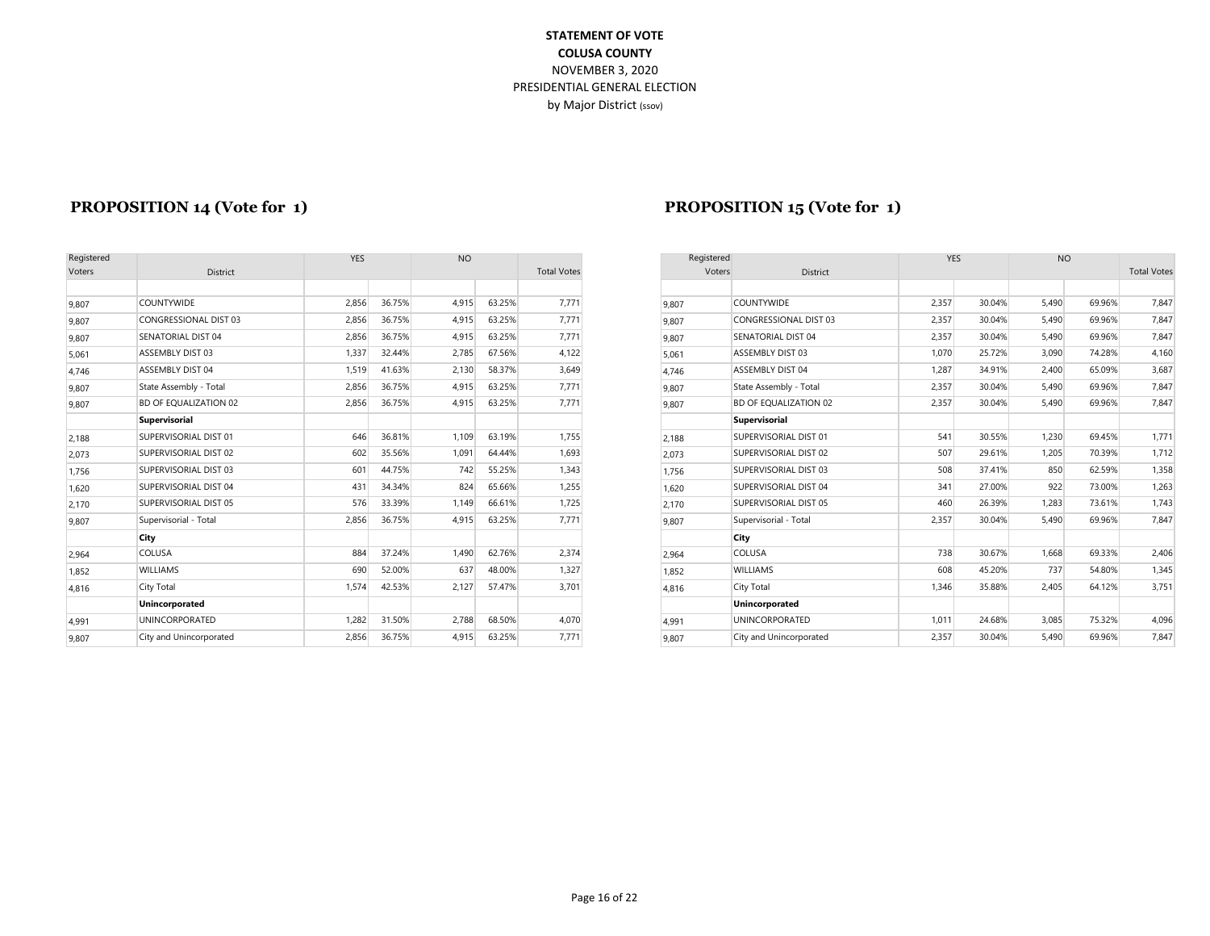**STATEMENT OF VOTE**
**COLUSA COUNTY**
NOVEMBER 3, 2020
PRESIDENTIAL GENERAL ELECTION
by Major District (ssov)

## PROPOSITION 14 (Vote for 1)

| Registered Voters | District | YES | | NO | | Total Votes |
|---|---|---|---|---|---|---|
| 9,807 | COUNTYWIDE | 2,856 | 36.75% | 4,915 | 63.25% | 7,771 |
| 9,807 | CONGRESSIONAL DIST 03 | 2,856 | 36.75% | 4,915 | 63.25% | 7,771 |
| 9,807 | SENATORIAL DIST 04 | 2,856 | 36.75% | 4,915 | 63.25% | 7,771 |
| 5,061 | ASSEMBLY DIST 03 | 1,337 | 32.44% | 2,785 | 67.56% | 4,122 |
| 4,746 | ASSEMBLY DIST 04 | 1,519 | 41.63% | 2,130 | 58.37% | 3,649 |
| 9,807 | State Assembly - Total | 2,856 | 36.75% | 4,915 | 63.25% | 7,771 |
| 9,807 | BD OF EQUALIZATION 02 | 2,856 | 36.75% | 4,915 | 63.25% | 7,771 |
| | **Supervisorial** | | | | | |
| 2,188 | SUPERVISORIAL DIST 01 | 646 | 36.81% | 1,109 | 63.19% | 1,755 |
| 2,073 | SUPERVISORIAL DIST 02 | 602 | 35.56% | 1,091 | 64.44% | 1,693 |
| 1,756 | SUPERVISORIAL DIST 03 | 601 | 44.75% | 742 | 55.25% | 1,343 |
| 1,620 | SUPERVISORIAL DIST 04 | 431 | 34.34% | 824 | 65.66% | 1,255 |
| 2,170 | SUPERVISORIAL DIST 05 | 576 | 33.39% | 1,149 | 66.61% | 1,725 |
| 9,807 | Supervisorial - Total | 2,856 | 36.75% | 4,915 | 63.25% | 7,771 |
| | **City** | | | | | |
| 2,964 | COLUSA | 884 | 37.24% | 1,490 | 62.76% | 2,374 |
| 1,852 | WILLIAMS | 690 | 52.00% | 637 | 48.00% | 1,327 |
| 4,816 | City Total | 1,574 | 42.53% | 2,127 | 57.47% | 3,701 |
| | **Unincorporated** | | | | | |
| 4,991 | UNINCORPORATED | 1,282 | 31.50% | 2,788 | 68.50% | 4,070 |
| 9,807 | City and Unincorporated | 2,856 | 36.75% | 4,915 | 63.25% | 7,771 |

## PROPOSITION 15 (Vote for 1)

| Registered Voters | District | YES | | NO | | Total Votes |
|---|---|---|---|---|---|---|
| 9,807 | COUNTYWIDE | 2,357 | 30.04% | 5,490 | 69.96% | 7,847 |
| 9,807 | CONGRESSIONAL DIST 03 | 2,357 | 30.04% | 5,490 | 69.96% | 7,847 |
| 9,807 | SENATORIAL DIST 04 | 2,357 | 30.04% | 5,490 | 69.96% | 7,847 |
| 5,061 | ASSEMBLY DIST 03 | 1,070 | 25.72% | 3,090 | 74.28% | 4,160 |
| 4,746 | ASSEMBLY DIST 04 | 1,287 | 34.91% | 2,400 | 65.09% | 3,687 |
| 9,807 | State Assembly - Total | 2,357 | 30.04% | 5,490 | 69.96% | 7,847 |
| 9,807 | BD OF EQUALIZATION 02 | 2,357 | 30.04% | 5,490 | 69.96% | 7,847 |
| | **Supervisorial** | | | | | |
| 2,188 | SUPERVISORIAL DIST 01 | 541 | 30.55% | 1,230 | 69.45% | 1,771 |
| 2,073 | SUPERVISORIAL DIST 02 | 507 | 29.61% | 1,205 | 70.39% | 1,712 |
| 1,756 | SUPERVISORIAL DIST 03 | 508 | 37.41% | 850 | 62.59% | 1,358 |
| 1,620 | SUPERVISORIAL DIST 04 | 341 | 27.00% | 922 | 73.00% | 1,263 |
| 2,170 | SUPERVISORIAL DIST 05 | 460 | 26.39% | 1,283 | 73.61% | 1,743 |
| 9,807 | Supervisorial - Total | 2,357 | 30.04% | 5,490 | 69.96% | 7,847 |
| | **City** | | | | | |
| 2,964 | COLUSA | 738 | 30.67% | 1,668 | 69.33% | 2,406 |
| 1,852 | WILLIAMS | 608 | 45.20% | 737 | 54.80% | 1,345 |
| 4,816 | City Total | 1,346 | 35.88% | 2,405 | 64.12% | 3,751 |
| | **Unincorporated** | | | | | |
| 4,991 | UNINCORPORATED | 1,011 | 24.68% | 3,085 | 75.32% | 4,096 |
| 9,807 | City and Unincorporated | 2,357 | 30.04% | 5,490 | 69.96% | 7,847 |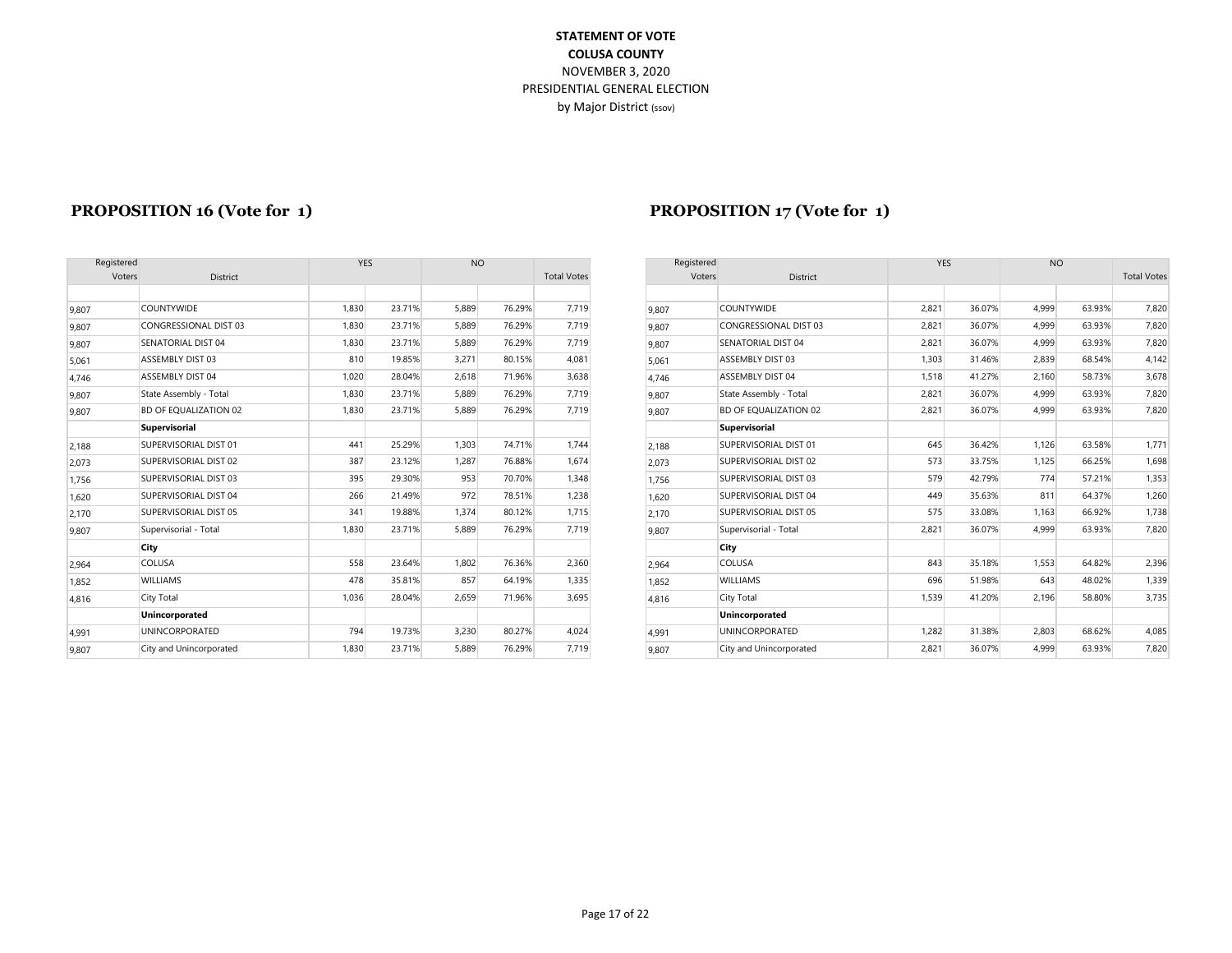**STATEMENT OF VOTE**
**COLUSA COUNTY**
NOVEMBER 3, 2020
PRESIDENTIAL GENERAL ELECTION
by Major District (ssov)

## PROPOSITION 16 (Vote for 1)

| Registered Voters | District | YES | | NO | | Total Votes |
|---|---|---|---|---|---|---|
| 9,807 | COUNTYWIDE | 1,830 | 23.71% | 5,889 | 76.29% | 7,719 |
| 9,807 | CONGRESSIONAL DIST 03 | 1,830 | 23.71% | 5,889 | 76.29% | 7,719 |
| 9,807 | SENATORIAL DIST 04 | 1,830 | 23.71% | 5,889 | 76.29% | 7,719 |
| 5,061 | ASSEMBLY DIST 03 | 810 | 19.85% | 3,271 | 80.15% | 4,081 |
| 4,746 | ASSEMBLY DIST 04 | 1,020 | 28.04% | 2,618 | 71.96% | 3,638 |
| 9,807 | State Assembly - Total | 1,830 | 23.71% | 5,889 | 76.29% | 7,719 |
| 9,807 | BD OF EQUALIZATION 02 | 1,830 | 23.71% | 5,889 | 76.29% | 7,719 |
| | **Supervisorial** | | | | | |
| 2,188 | SUPERVISORIAL DIST 01 | 441 | 25.29% | 1,303 | 74.71% | 1,744 |
| 2,073 | SUPERVISORIAL DIST 02 | 387 | 23.12% | 1,287 | 76.88% | 1,674 |
| 1,756 | SUPERVISORIAL DIST 03 | 395 | 29.30% | 953 | 70.70% | 1,348 |
| 1,620 | SUPERVISORIAL DIST 04 | 266 | 21.49% | 972 | 78.51% | 1,238 |
| 2,170 | SUPERVISORIAL DIST 05 | 341 | 19.88% | 1,374 | 80.12% | 1,715 |
| 9,807 | Supervisorial - Total | 1,830 | 23.71% | 5,889 | 76.29% | 7,719 |
| | **City** | | | | | |
| 2,964 | COLUSA | 558 | 23.64% | 1,802 | 76.36% | 2,360 |
| 1,852 | WILLIAMS | 478 | 35.81% | 857 | 64.19% | 1,335 |
| 4,816 | City Total | 1,036 | 28.04% | 2,659 | 71.96% | 3,695 |
| | **Unincorporated** | | | | | |
| 4,991 | UNINCORPORATED | 794 | 19.73% | 3,230 | 80.27% | 4,024 |
| 9,807 | City and Unincorporated | 1,830 | 23.71% | 5,889 | 76.29% | 7,719 |

## PROPOSITION 17 (Vote for 1)

| Registered Voters | District | YES | | NO | | Total Votes |
|---|---|---|---|---|---|---|
| 9,807 | COUNTYWIDE | 2,821 | 36.07% | 4,999 | 63.93% | 7,820 |
| 9,807 | CONGRESSIONAL DIST 03 | 2,821 | 36.07% | 4,999 | 63.93% | 7,820 |
| 9,807 | SENATORIAL DIST 04 | 2,821 | 36.07% | 4,999 | 63.93% | 7,820 |
| 5,061 | ASSEMBLY DIST 03 | 1,303 | 31.46% | 2,839 | 68.54% | 4,142 |
| 4,746 | ASSEMBLY DIST 04 | 1,518 | 41.27% | 2,160 | 58.73% | 3,678 |
| 9,807 | State Assembly - Total | 2,821 | 36.07% | 4,999 | 63.93% | 7,820 |
| 9,807 | BD OF EQUALIZATION 02 | 2,821 | 36.07% | 4,999 | 63.93% | 7,820 |
| | **Supervisorial** | | | | | |
| 2,188 | SUPERVISORIAL DIST 01 | 645 | 36.42% | 1,126 | 63.58% | 1,771 |
| 2,073 | SUPERVISORIAL DIST 02 | 573 | 33.75% | 1,125 | 66.25% | 1,698 |
| 1,756 | SUPERVISORIAL DIST 03 | 579 | 42.79% | 774 | 57.21% | 1,353 |
| 1,620 | SUPERVISORIAL DIST 04 | 449 | 35.63% | 811 | 64.37% | 1,260 |
| 2,170 | SUPERVISORIAL DIST 05 | 575 | 33.08% | 1,163 | 66.92% | 1,738 |
| 9,807 | Supervisorial - Total | 2,821 | 36.07% | 4,999 | 63.93% | 7,820 |
| | **City** | | | | | |
| 2,964 | COLUSA | 843 | 35.18% | 1,553 | 64.82% | 2,396 |
| 1,852 | WILLIAMS | 696 | 51.98% | 643 | 48.02% | 1,339 |
| 4,816 | City Total | 1,539 | 41.20% | 2,196 | 58.80% | 3,735 |
| | **Unincorporated** | | | | | |
| 4,991 | UNINCORPORATED | 1,282 | 31.38% | 2,803 | 68.62% | 4,085 |
| 9,807 | City and Unincorporated | 2,821 | 36.07% | 4,999 | 63.93% | 7,820 |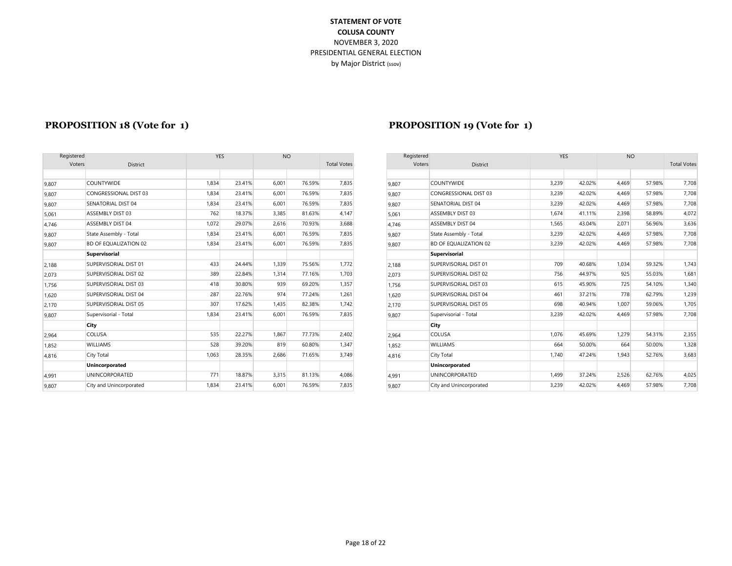**STATEMENT OF VOTE**
**COLUSA COUNTY**
NOVEMBER 3, 2020
PRESIDENTIAL GENERAL ELECTION
by Major District (ssov)

## PROPOSITION 18 (Vote for 1)

| Registered Voters | District | YES | | NO | | Total Votes |
|---|---|---|---|---|---|---|
| 9,807 | COUNTYWIDE | 1,834 | 23.41% | 6,001 | 76.59% | 7,835 |
| 9,807 | CONGRESSIONAL DIST 03 | 1,834 | 23.41% | 6,001 | 76.59% | 7,835 |
| 9,807 | SENATORIAL DIST 04 | 1,834 | 23.41% | 6,001 | 76.59% | 7,835 |
| 5,061 | ASSEMBLY DIST 03 | 762 | 18.37% | 3,385 | 81.63% | 4,147 |
| 4,746 | ASSEMBLY DIST 04 | 1,072 | 29.07% | 2,616 | 70.93% | 3,688 |
| 9,807 | State Assembly - Total | 1,834 | 23.41% | 6,001 | 76.59% | 7,835 |
| 9,807 | BD OF EQUALIZATION 02 | 1,834 | 23.41% | 6,001 | 76.59% | 7,835 |
| | **Supervisorial** | | | | | |
| 2,188 | SUPERVISORIAL DIST 01 | 433 | 24.44% | 1,339 | 75.56% | 1,772 |
| 2,073 | SUPERVISORIAL DIST 02 | 389 | 22.84% | 1,314 | 77.16% | 1,703 |
| 1,756 | SUPERVISORIAL DIST 03 | 418 | 30.80% | 939 | 69.20% | 1,357 |
| 1,620 | SUPERVISORIAL DIST 04 | 287 | 22.76% | 974 | 77.24% | 1,261 |
| 2,170 | SUPERVISORIAL DIST 05 | 307 | 17.62% | 1,435 | 82.38% | 1,742 |
| 9,807 | Supervisorial - Total | 1,834 | 23.41% | 6,001 | 76.59% | 7,835 |
| | **City** | | | | | |
| 2,964 | COLUSA | 535 | 22.27% | 1,867 | 77.73% | 2,402 |
| 1,852 | WILLIAMS | 528 | 39.20% | 819 | 60.80% | 1,347 |
| 4,816 | City Total | 1,063 | 28.35% | 2,686 | 71.65% | 3,749 |
| | **Unincorporated** | | | | | |
| 4,991 | UNINCORPORATED | 771 | 18.87% | 3,315 | 81.13% | 4,086 |
| 9,807 | City and Unincorporated | 1,834 | 23.41% | 6,001 | 76.59% | 7,835 |

## PROPOSITION 19 (Vote for 1)

| Registered Voters | District | YES | | NO | | Total Votes |
|---|---|---|---|---|---|---|
| 9,807 | COUNTYWIDE | 3,239 | 42.02% | 4,469 | 57.98% | 7,708 |
| 9,807 | CONGRESSIONAL DIST 03 | 3,239 | 42.02% | 4,469 | 57.98% | 7,708 |
| 9,807 | SENATORIAL DIST 04 | 3,239 | 42.02% | 4,469 | 57.98% | 7,708 |
| 5,061 | ASSEMBLY DIST 03 | 1,674 | 41.11% | 2,398 | 58.89% | 4,072 |
| 4,746 | ASSEMBLY DIST 04 | 1,565 | 43.04% | 2,071 | 56.96% | 3,636 |
| 9,807 | State Assembly - Total | 3,239 | 42.02% | 4,469 | 57.98% | 7,708 |
| 9,807 | BD OF EQUALIZATION 02 | 3,239 | 42.02% | 4,469 | 57.98% | 7,708 |
| | **Supervisorial** | | | | | |
| 2,188 | SUPERVISORIAL DIST 01 | 709 | 40.68% | 1,034 | 59.32% | 1,743 |
| 2,073 | SUPERVISORIAL DIST 02 | 756 | 44.97% | 925 | 55.03% | 1,681 |
| 1,756 | SUPERVISORIAL DIST 03 | 615 | 45.90% | 725 | 54.10% | 1,340 |
| 1,620 | SUPERVISORIAL DIST 04 | 461 | 37.21% | 778 | 62.79% | 1,239 |
| 2,170 | SUPERVISORIAL DIST 05 | 698 | 40.94% | 1,007 | 59.06% | 1,705 |
| 9,807 | Supervisorial - Total | 3,239 | 42.02% | 4,469 | 57.98% | 7,708 |
| | **City** | | | | | |
| 2,964 | COLUSA | 1,076 | 45.69% | 1,279 | 54.31% | 2,355 |
| 1,852 | WILLIAMS | 664 | 50.00% | 664 | 50.00% | 1,328 |
| 4,816 | City Total | 1,740 | 47.24% | 1,943 | 52.76% | 3,683 |
| | **Unincorporated** | | | | | |
| 4,991 | UNINCORPORATED | 1,499 | 37.24% | 2,526 | 62.76% | 4,025 |
| 9,807 | City and Unincorporated | 3,239 | 42.02% | 4,469 | 57.98% | 7,708 |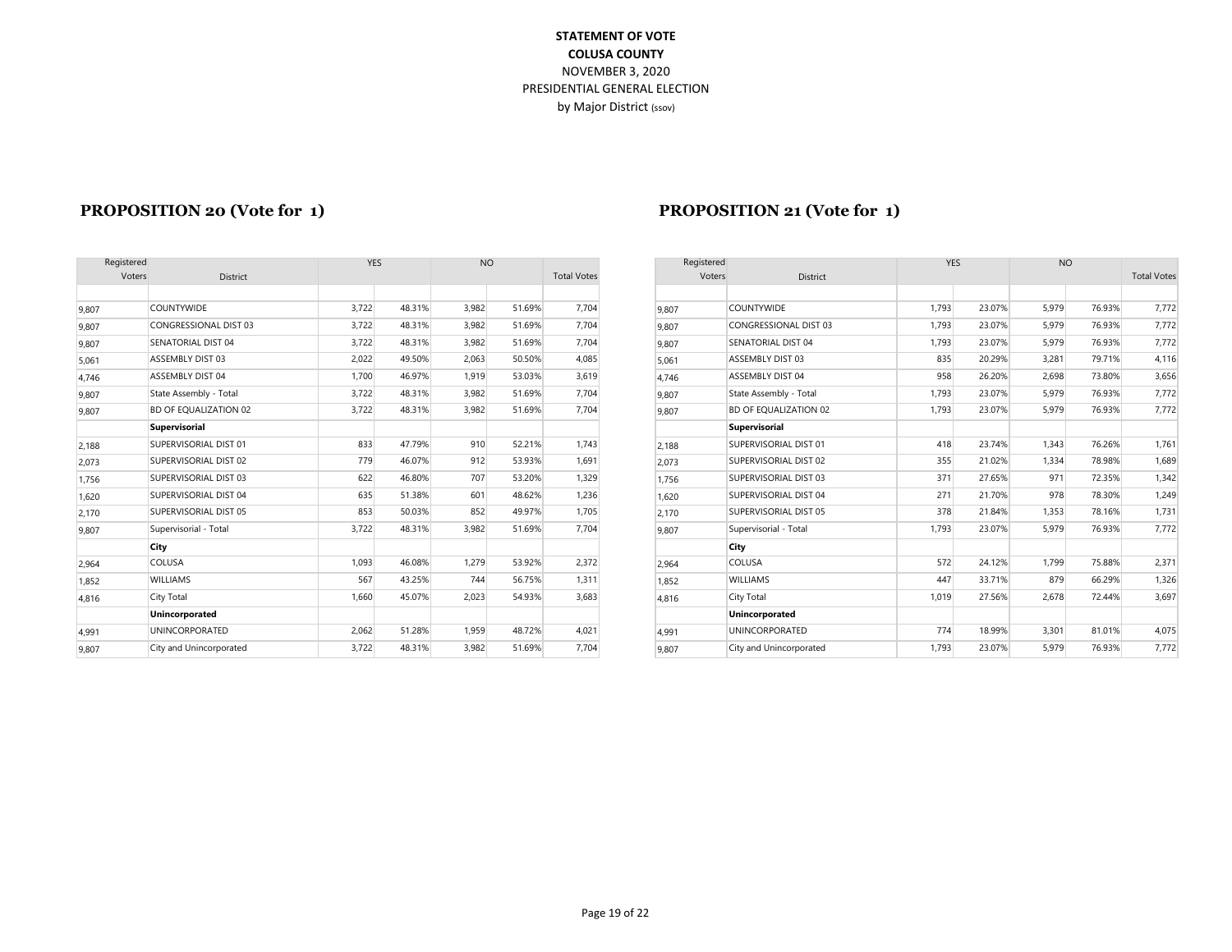**STATEMENT OF VOTE**
**COLUSA COUNTY**
NOVEMBER 3, 2020
PRESIDENTIAL GENERAL ELECTION
by Major District (ssov)

## PROPOSITION 20 (Vote for 1)

| Registered Voters | District | YES | | NO | | Total Votes |
|---|---|---|---|---|---|---|
| 9,807 | COUNTYWIDE | 3,722 | 48.31% | 3,982 | 51.69% | 7,704 |
| 9,807 | CONGRESSIONAL DIST 03 | 3,722 | 48.31% | 3,982 | 51.69% | 7,704 |
| 9,807 | SENATORIAL DIST 04 | 3,722 | 48.31% | 3,982 | 51.69% | 7,704 |
| 5,061 | ASSEMBLY DIST 03 | 2,022 | 49.50% | 2,063 | 50.50% | 4,085 |
| 4,746 | ASSEMBLY DIST 04 | 1,700 | 46.97% | 1,919 | 53.03% | 3,619 |
| 9,807 | State Assembly - Total | 3,722 | 48.31% | 3,982 | 51.69% | 7,704 |
| 9,807 | BD OF EQUALIZATION 02 | 3,722 | 48.31% | 3,982 | 51.69% | 7,704 |
| | **Supervisorial** | | | | | |
| 2,188 | SUPERVISORIAL DIST 01 | 833 | 47.79% | 910 | 52.21% | 1,743 |
| 2,073 | SUPERVISORIAL DIST 02 | 779 | 46.07% | 912 | 53.93% | 1,691 |
| 1,756 | SUPERVISORIAL DIST 03 | 622 | 46.80% | 707 | 53.20% | 1,329 |
| 1,620 | SUPERVISORIAL DIST 04 | 635 | 51.38% | 601 | 48.62% | 1,236 |
| 2,170 | SUPERVISORIAL DIST 05 | 853 | 50.03% | 852 | 49.97% | 1,705 |
| 9,807 | Supervisorial - Total | 3,722 | 48.31% | 3,982 | 51.69% | 7,704 |
| | **City** | | | | | |
| 2,964 | COLUSA | 1,093 | 46.08% | 1,279 | 53.92% | 2,372 |
| 1,852 | WILLIAMS | 567 | 43.25% | 744 | 56.75% | 1,311 |
| 4,816 | City Total | 1,660 | 45.07% | 2,023 | 54.93% | 3,683 |
| | **Unincorporated** | | | | | |
| 4,991 | UNINCORPORATED | 2,062 | 51.28% | 1,959 | 48.72% | 4,021 |
| 9,807 | City and Unincorporated | 3,722 | 48.31% | 3,982 | 51.69% | 7,704 |

## PROPOSITION 21 (Vote for 1)

| Registered Voters | District | YES | | NO | | Total Votes |
|---|---|---|---|---|---|---|
| 9,807 | COUNTYWIDE | 1,793 | 23.07% | 5,979 | 76.93% | 7,772 |
| 9,807 | CONGRESSIONAL DIST 03 | 1,793 | 23.07% | 5,979 | 76.93% | 7,772 |
| 9,807 | SENATORIAL DIST 04 | 1,793 | 23.07% | 5,979 | 76.93% | 7,772 |
| 5,061 | ASSEMBLY DIST 03 | 835 | 20.29% | 3,281 | 79.71% | 4,116 |
| 4,746 | ASSEMBLY DIST 04 | 958 | 26.20% | 2,698 | 73.80% | 3,656 |
| 9,807 | State Assembly - Total | 1,793 | 23.07% | 5,979 | 76.93% | 7,772 |
| 9,807 | BD OF EQUALIZATION 02 | 1,793 | 23.07% | 5,979 | 76.93% | 7,772 |
| | **Supervisorial** | | | | | |
| 2,188 | SUPERVISORIAL DIST 01 | 418 | 23.74% | 1,343 | 76.26% | 1,761 |
| 2,073 | SUPERVISORIAL DIST 02 | 355 | 21.02% | 1,334 | 78.98% | 1,689 |
| 1,756 | SUPERVISORIAL DIST 03 | 371 | 27.65% | 971 | 72.35% | 1,342 |
| 1,620 | SUPERVISORIAL DIST 04 | 271 | 21.70% | 978 | 78.30% | 1,249 |
| 2,170 | SUPERVISORIAL DIST 05 | 378 | 21.84% | 1,353 | 78.16% | 1,731 |
| 9,807 | Supervisorial - Total | 1,793 | 23.07% | 5,979 | 76.93% | 7,772 |
| | **City** | | | | | |
| 2,964 | COLUSA | 572 | 24.12% | 1,799 | 75.88% | 2,371 |
| 1,852 | WILLIAMS | 447 | 33.71% | 879 | 66.29% | 1,326 |
| 4,816 | City Total | 1,019 | 27.56% | 2,678 | 72.44% | 3,697 |
| | **Unincorporated** | | | | | |
| 4,991 | UNINCORPORATED | 774 | 18.99% | 3,301 | 81.01% | 4,075 |
| 9,807 | City and Unincorporated | 1,793 | 23.07% | 5,979 | 76.93% | 7,772 |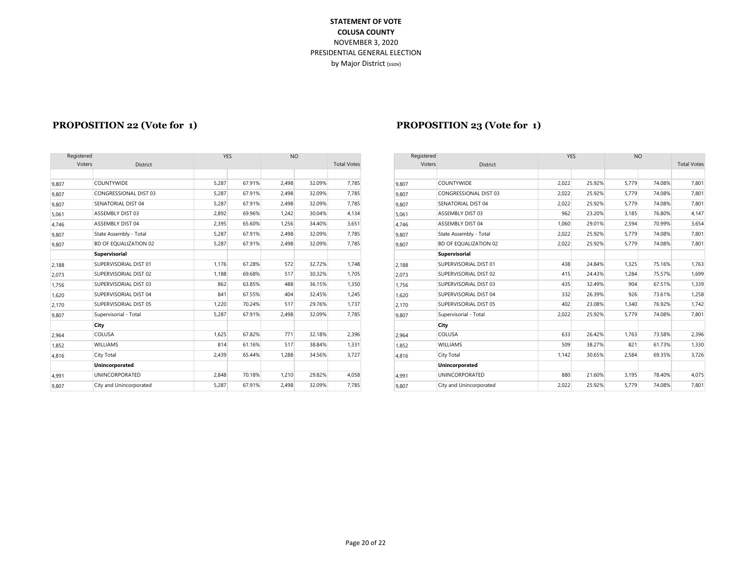**STATEMENT OF VOTE**
**COLUSA COUNTY**
NOVEMBER 3, 2020
PRESIDENTIAL GENERAL ELECTION
by Major District (ssov)

## PROPOSITION 22 (Vote for 1)

| Registered Voters | District | YES | | NO | | Total Votes |
|---|---|---|---|---|---|---|
| 9,807 | COUNTYWIDE | 5,287 | 67.91% | 2,498 | 32.09% | 7,785 |
| 9,807 | CONGRESSIONAL DIST 03 | 5,287 | 67.91% | 2,498 | 32.09% | 7,785 |
| 9,807 | SENATORIAL DIST 04 | 5,287 | 67.91% | 2,498 | 32.09% | 7,785 |
| 5,061 | ASSEMBLY DIST 03 | 2,892 | 69.96% | 1,242 | 30.04% | 4,134 |
| 4,746 | ASSEMBLY DIST 04 | 2,395 | 65.60% | 1,256 | 34.40% | 3,651 |
| 9,807 | State Assembly - Total | 5,287 | 67.91% | 2,498 | 32.09% | 7,785 |
| 9,807 | BD OF EQUALIZATION 02 | 5,287 | 67.91% | 2,498 | 32.09% | 7,785 |
| | **Supervisorial** | | | | | |
| 2,188 | SUPERVISORIAL DIST 01 | 1,176 | 67.28% | 572 | 32.72% | 1,748 |
| 2,073 | SUPERVISORIAL DIST 02 | 1,188 | 69.68% | 517 | 30.32% | 1,705 |
| 1,756 | SUPERVISORIAL DIST 03 | 862 | 63.85% | 488 | 36.15% | 1,350 |
| 1,620 | SUPERVISORIAL DIST 04 | 841 | 67.55% | 404 | 32.45% | 1,245 |
| 2,170 | SUPERVISORIAL DIST 05 | 1,220 | 70.24% | 517 | 29.76% | 1,737 |
| 9,807 | Supervisorial - Total | 5,287 | 67.91% | 2,498 | 32.09% | 7,785 |
| | **City** | | | | | |
| 2,964 | COLUSA | 1,625 | 67.82% | 771 | 32.18% | 2,396 |
| 1,852 | WILLIAMS | 814 | 61.16% | 517 | 38.84% | 1,331 |
| 4,816 | City Total | 2,439 | 65.44% | 1,288 | 34.56% | 3,727 |
| | **Unincorporated** | | | | | |
| 4,991 | UNINCORPORATED | 2,848 | 70.18% | 1,210 | 29.82% | 4,058 |
| 9,807 | City and Unincorporated | 5,287 | 67.91% | 2,498 | 32.09% | 7,785 |

## PROPOSITION 23 (Vote for 1)

| Registered Voters | District | YES | | NO | | Total Votes |
|---|---|---|---|---|---|---|
| 9,807 | COUNTYWIDE | 2,022 | 25.92% | 5,779 | 74.08% | 7,801 |
| 9,807 | CONGRESSIONAL DIST 03 | 2,022 | 25.92% | 5,779 | 74.08% | 7,801 |
| 9,807 | SENATORIAL DIST 04 | 2,022 | 25.92% | 5,779 | 74.08% | 7,801 |
| 5,061 | ASSEMBLY DIST 03 | 962 | 23.20% | 3,185 | 76.80% | 4,147 |
| 4,746 | ASSEMBLY DIST 04 | 1,060 | 29.01% | 2,594 | 70.99% | 3,654 |
| 9,807 | State Assembly - Total | 2,022 | 25.92% | 5,779 | 74.08% | 7,801 |
| 9,807 | BD OF EQUALIZATION 02 | 2,022 | 25.92% | 5,779 | 74.08% | 7,801 |
| | **Supervisorial** | | | | | |
| 2,188 | SUPERVISORIAL DIST 01 | 438 | 24.84% | 1,325 | 75.16% | 1,763 |
| 2,073 | SUPERVISORIAL DIST 02 | 415 | 24.43% | 1,284 | 75.57% | 1,699 |
| 1,756 | SUPERVISORIAL DIST 03 | 435 | 32.49% | 904 | 67.51% | 1,339 |
| 1,620 | SUPERVISORIAL DIST 04 | 332 | 26.39% | 926 | 73.61% | 1,258 |
| 2,170 | SUPERVISORIAL DIST 05 | 402 | 23.08% | 1,340 | 76.92% | 1,742 |
| 9,807 | Supervisorial - Total | 2,022 | 25.92% | 5,779 | 74.08% | 7,801 |
| | **City** | | | | | |
| 2,964 | COLUSA | 633 | 26.42% | 1,763 | 73.58% | 2,396 |
| 1,852 | WILLIAMS | 509 | 38.27% | 821 | 61.73% | 1,330 |
| 4,816 | City Total | 1,142 | 30.65% | 2,584 | 69.35% | 3,726 |
| | **Unincorporated** | | | | | |
| 4,991 | UNINCORPORATED | 880 | 21.60% | 3,195 | 78.40% | 4,075 |
| 9,807 | City and Unincorporated | 2,022 | 25.92% | 5,779 | 74.08% | 7,801 |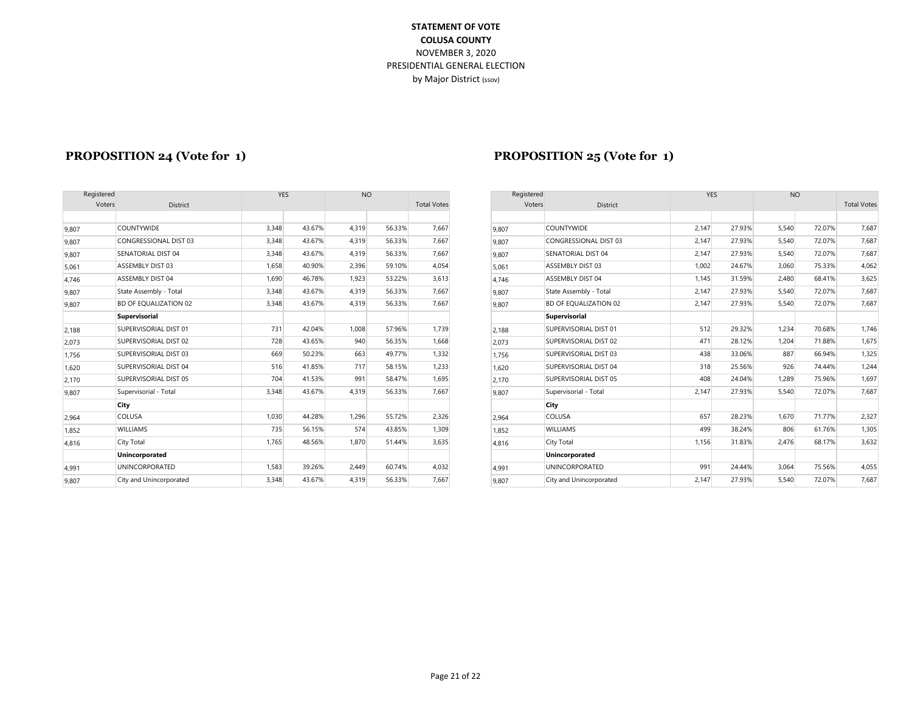**STATEMENT OF VOTE**
**COLUSA COUNTY**
NOVEMBER 3, 2020
PRESIDENTIAL GENERAL ELECTION
by Major District (ssov)

## PROPOSITION 24 (Vote for 1)

| Registered Voters | District | YES | | NO | | Total Votes |
|---|---|---|---|---|---|---|
| 9,807 | COUNTYWIDE | 3,348 | 43.67% | 4,319 | 56.33% | 7,667 |
| 9,807 | CONGRESSIONAL DIST 03 | 3,348 | 43.67% | 4,319 | 56.33% | 7,667 |
| 9,807 | SENATORIAL DIST 04 | 3,348 | 43.67% | 4,319 | 56.33% | 7,667 |
| 5,061 | ASSEMBLY DIST 03 | 1,658 | 40.90% | 2,396 | 59.10% | 4,054 |
| 4,746 | ASSEMBLY DIST 04 | 1,690 | 46.78% | 1,923 | 53.22% | 3,613 |
| 9,807 | State Assembly - Total | 3,348 | 43.67% | 4,319 | 56.33% | 7,667 |
| 9,807 | BD OF EQUALIZATION 02 | 3,348 | 43.67% | 4,319 | 56.33% | 7,667 |
| | **Supervisorial** | | | | | |
| 2,188 | SUPERVISORIAL DIST 01 | 731 | 42.04% | 1,008 | 57.96% | 1,739 |
| 2,073 | SUPERVISORIAL DIST 02 | 728 | 43.65% | 940 | 56.35% | 1,668 |
| 1,756 | SUPERVISORIAL DIST 03 | 669 | 50.23% | 663 | 49.77% | 1,332 |
| 1,620 | SUPERVISORIAL DIST 04 | 516 | 41.85% | 717 | 58.15% | 1,233 |
| 2,170 | SUPERVISORIAL DIST 05 | 704 | 41.53% | 991 | 58.47% | 1,695 |
| 9,807 | Supervisorial - Total | 3,348 | 43.67% | 4,319 | 56.33% | 7,667 |
| | **City** | | | | | |
| 2,964 | COLUSA | 1,030 | 44.28% | 1,296 | 55.72% | 2,326 |
| 1,852 | WILLIAMS | 735 | 56.15% | 574 | 43.85% | 1,309 |
| 4,816 | City Total | 1,765 | 48.56% | 1,870 | 51.44% | 3,635 |
| | **Unincorporated** | | | | | |
| 4,991 | UNINCORPORATED | 1,583 | 39.26% | 2,449 | 60.74% | 4,032 |
| 9,807 | City and Unincorporated | 3,348 | 43.67% | 4,319 | 56.33% | 7,667 |

## PROPOSITION 25 (Vote for 1)

| Registered Voters | District | YES | | NO | | Total Votes |
|---|---|---|---|---|---|---|
| 9,807 | COUNTYWIDE | 2,147 | 27.93% | 5,540 | 72.07% | 7,687 |
| 9,807 | CONGRESSIONAL DIST 03 | 2,147 | 27.93% | 5,540 | 72.07% | 7,687 |
| 9,807 | SENATORIAL DIST 04 | 2,147 | 27.93% | 5,540 | 72.07% | 7,687 |
| 5,061 | ASSEMBLY DIST 03 | 1,002 | 24.67% | 3,060 | 75.33% | 4,062 |
| 4,746 | ASSEMBLY DIST 04 | 1,145 | 31.59% | 2,480 | 68.41% | 3,625 |
| 9,807 | State Assembly - Total | 2,147 | 27.93% | 5,540 | 72.07% | 7,687 |
| 9,807 | BD OF EQUALIZATION 02 | 2,147 | 27.93% | 5,540 | 72.07% | 7,687 |
| | **Supervisorial** | | | | | |
| 2,188 | SUPERVISORIAL DIST 01 | 512 | 29.32% | 1,234 | 70.68% | 1,746 |
| 2,073 | SUPERVISORIAL DIST 02 | 471 | 28.12% | 1,204 | 71.88% | 1,675 |
| 1,756 | SUPERVISORIAL DIST 03 | 438 | 33.06% | 887 | 66.94% | 1,325 |
| 1,620 | SUPERVISORIAL DIST 04 | 318 | 25.56% | 926 | 74.44% | 1,244 |
| 2,170 | SUPERVISORIAL DIST 05 | 408 | 24.04% | 1,289 | 75.96% | 1,697 |
| 9,807 | Supervisorial - Total | 2,147 | 27.93% | 5,540 | 72.07% | 7,687 |
| | **City** | | | | | |
| 2,964 | COLUSA | 657 | 28.23% | 1,670 | 71.77% | 2,327 |
| 1,852 | WILLIAMS | 499 | 38.24% | 806 | 61.76% | 1,305 |
| 4,816 | City Total | 1,156 | 31.83% | 2,476 | 68.17% | 3,632 |
| | **Unincorporated** | | | | | |
| 4,991 | UNINCORPORATED | 991 | 24.44% | 3,064 | 75.56% | 4,055 |
| 9,807 | City and Unincorporated | 2,147 | 27.93% | 5,540 | 72.07% | 7,687 |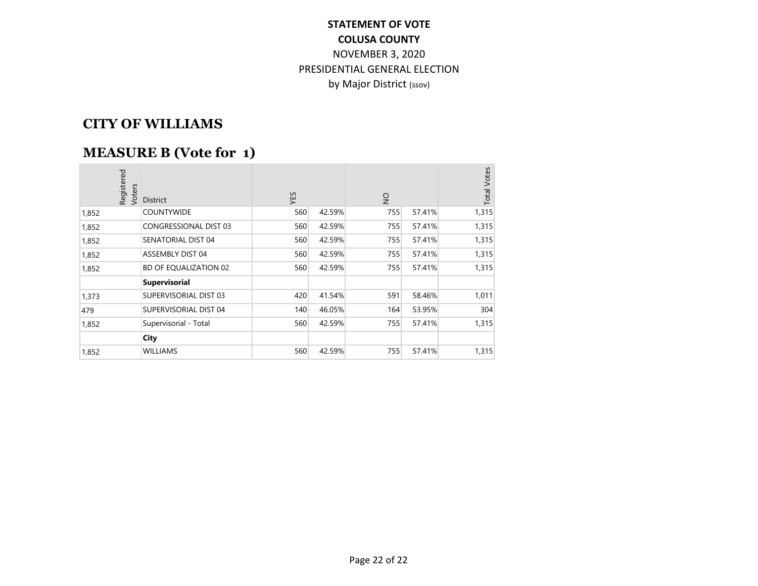**STATEMENT OF VOTE**

**COLUSA COUNTY**

NOVEMBER 3, 2020

PRESIDENTIAL GENERAL ELECTION

by Major District (ssov)

## CITY OF WILLIAMS

## MEASURE B (Vote for 1)

| Registered Voters | District | YES | | NO | | Total Votes |
|---|---|---|---|---|---|---|
| 1,852 | COUNTYWIDE | 560 | 42.59% | 755 | 57.41% | 1,315 |
| 1,852 | CONGRESSIONAL DIST 03 | 560 | 42.59% | 755 | 57.41% | 1,315 |
| 1,852 | SENATORIAL DIST 04 | 560 | 42.59% | 755 | 57.41% | 1,315 |
| 1,852 | ASSEMBLY DIST 04 | 560 | 42.59% | 755 | 57.41% | 1,315 |
| 1,852 | BD OF EQUALIZATION 02 | 560 | 42.59% | 755 | 57.41% | 1,315 |
| | **Supervisorial** | | | | | |
| 1,373 | SUPERVISORIAL DIST 03 | 420 | 41.54% | 591 | 58.46% | 1,011 |
| 479 | SUPERVISORIAL DIST 04 | 140 | 46.05% | 164 | 53.95% | 304 |
| 1,852 | Supervisorial - Total | 560 | 42.59% | 755 | 57.41% | 1,315 |
| | **City** | | | | | |
| 1,852 | WILLIAMS | 560 | 42.59% | 755 | 57.41% | 1,315 |